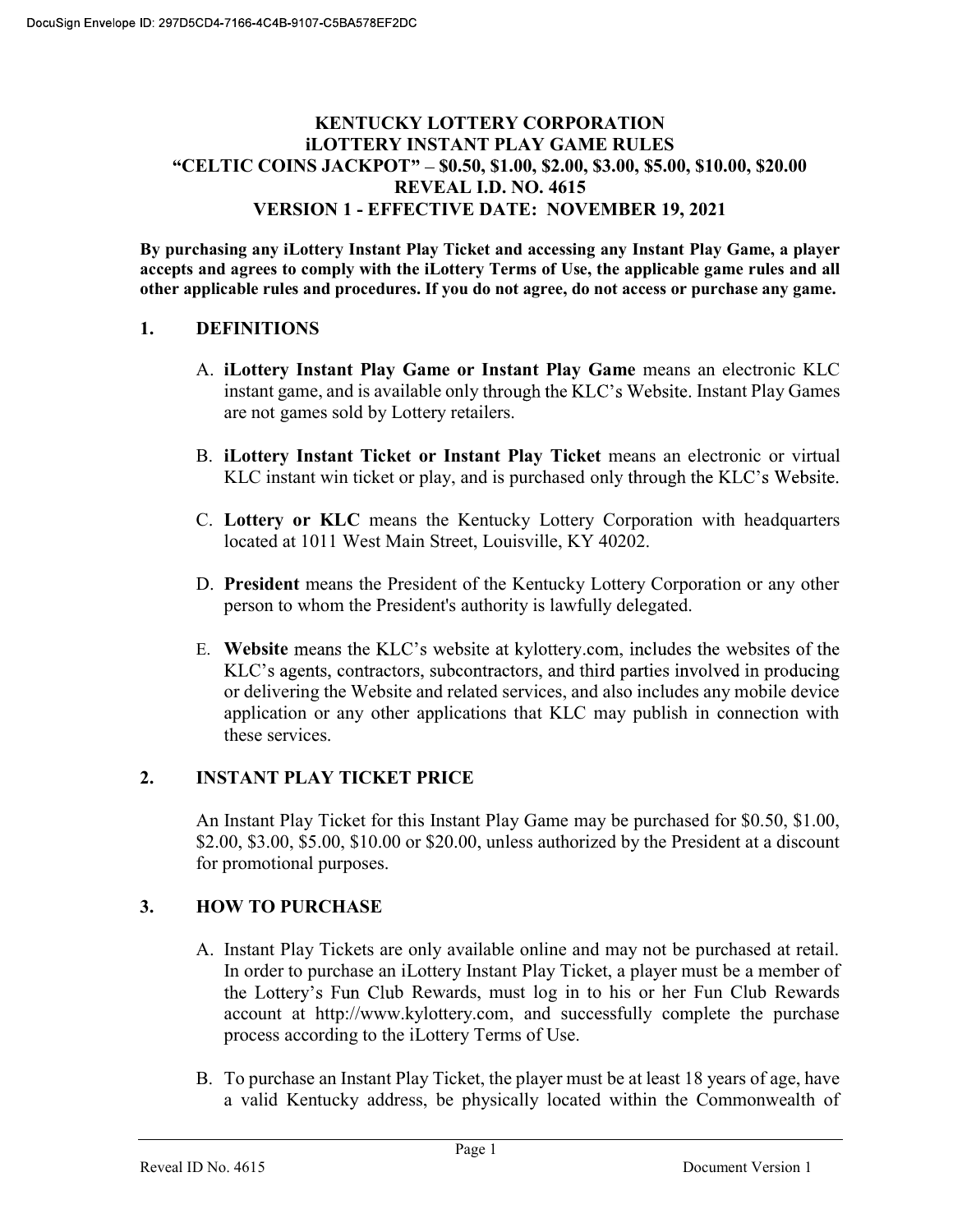# KENTUCKY LOTTERY CORPORATION
# iLOTTERY INSTANT PLAY GAME RULES
# "CELTIC COINS JACKPOT" – $0.50, $1.00, $2.00, $3.00, $5.00, $10.00, $20.00
# REVEAL I.D. NO. 4615
# VERSION 1 - EFFECTIVE DATE: NOVEMBER 19, 2021

**By purchasing any iLottery Instant Play Ticket and accessing any Instant Play Game, a player accepts and agrees to comply with the iLottery Terms of Use, the applicable game rules and all other applicable rules and procedures. If you do not agree, do not access or purchase any game.**

## 1. DEFINITIONS

A. **iLottery Instant Play Game or Instant Play Game** means an electronic KLC instant game, and is available only through the KLC's Website. Instant Play Games are not games sold by Lottery retailers.

B. **iLottery Instant Ticket or Instant Play Ticket** means an electronic or virtual KLC instant win ticket or play, and is purchased only through the KLC's Website.

C. **Lottery or KLC** means the Kentucky Lottery Corporation with headquarters located at 1011 West Main Street, Louisville, KY 40202.

D. **President** means the President of the Kentucky Lottery Corporation or any other person to whom the President's authority is lawfully delegated.

E. **Website** means the KLC's website at kylottery.com, includes the websites of the KLC's agents, contractors, subcontractors, and third parties involved in producing or delivering the Website and related services, and also includes any mobile device application or any other applications that KLC may publish in connection with these services.

## 2. INSTANT PLAY TICKET PRICE

An Instant Play Ticket for this Instant Play Game may be purchased for $0.50, $1.00, $2.00, $3.00, $5.00, $10.00 or $20.00, unless authorized by the President at a discount for promotional purposes.

## 3. HOW TO PURCHASE

A. Instant Play Tickets are only available online and may not be purchased at retail. In order to purchase an iLottery Instant Play Ticket, a player must be a member of the Lottery's Fun Club Rewards, must log in to his or her Fun Club Rewards account at http://www.kylottery.com, and successfully complete the purchase process according to the iLottery Terms of Use.

B. To purchase an Instant Play Ticket, the player must be at least 18 years of age, have a valid Kentucky address, be physically located within the Commonwealth of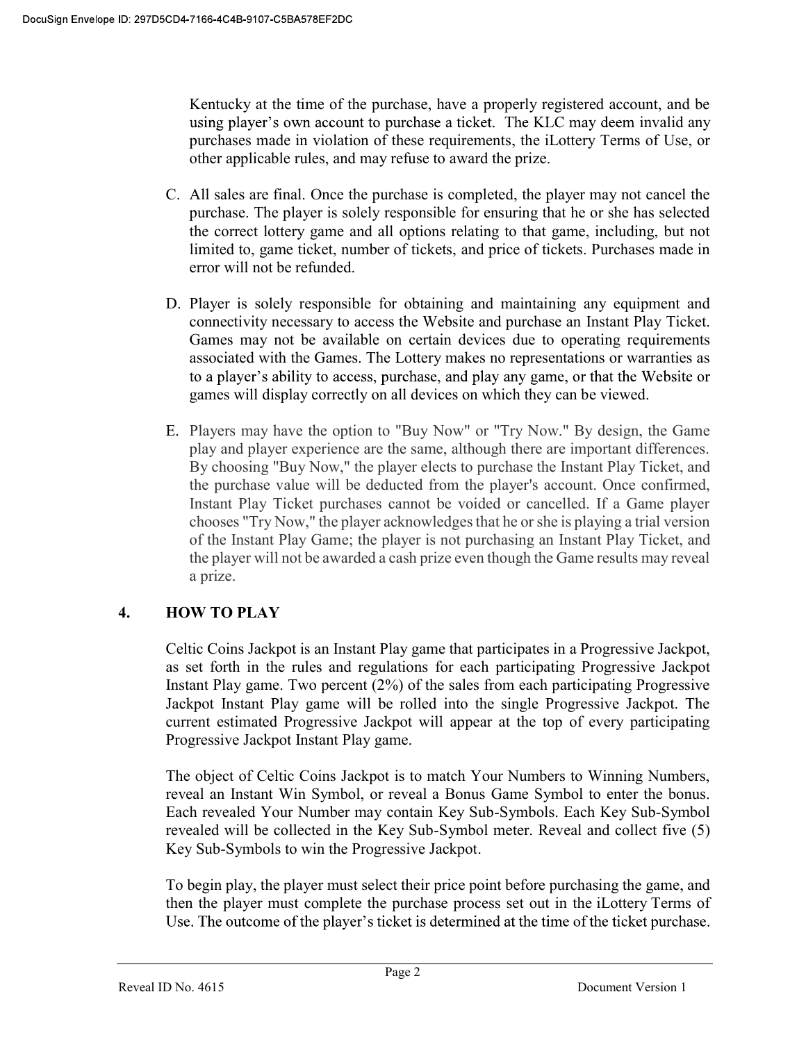Kentucky at the time of the purchase, have a properly registered account, and be using player's own account to purchase a ticket. The KLC may deem invalid any purchases made in violation of these requirements, the iLottery Terms of Use, or other applicable rules, and may refuse to award the prize.

C. All sales are final. Once the purchase is completed, the player may not cancel the purchase. The player is solely responsible for ensuring that he or she has selected the correct lottery game and all options relating to that game, including, but not limited to, game ticket, number of tickets, and price of tickets. Purchases made in error will not be refunded.

D. Player is solely responsible for obtaining and maintaining any equipment and connectivity necessary to access the Website and purchase an Instant Play Ticket. Games may not be available on certain devices due to operating requirements associated with the Games. The Lottery makes no representations or warranties as to a player's ability to access, purchase, and play any game, or that the Website or games will display correctly on all devices on which they can be viewed.

E. Players may have the option to "Buy Now" or "Try Now." By design, the Game play and player experience are the same, although there are important differences. By choosing "Buy Now," the player elects to purchase the Instant Play Ticket, and the purchase value will be deducted from the player's account. Once confirmed, Instant Play Ticket purchases cannot be voided or cancelled. If a Game player chooses "Try Now," the player acknowledges that he or she is playing a trial version of the Instant Play Game; the player is not purchasing an Instant Play Ticket, and the player will not be awarded a cash prize even though the Game results may reveal a prize.

## 4. HOW TO PLAY

Celtic Coins Jackpot is an Instant Play game that participates in a Progressive Jackpot, as set forth in the rules and regulations for each participating Progressive Jackpot Instant Play game. Two percent (2%) of the sales from each participating Progressive Jackpot Instant Play game will be rolled into the single Progressive Jackpot. The current estimated Progressive Jackpot will appear at the top of every participating Progressive Jackpot Instant Play game.

The object of Celtic Coins Jackpot is to match Your Numbers to Winning Numbers, reveal an Instant Win Symbol, or reveal a Bonus Game Symbol to enter the bonus. Each revealed Your Number may contain Key Sub-Symbols. Each Key Sub-Symbol revealed will be collected in the Key Sub-Symbol meter. Reveal and collect five (5) Key Sub-Symbols to win the Progressive Jackpot.

To begin play, the player must select their price point before purchasing the game, and then the player must complete the purchase process set out in the iLottery Terms of Use. The outcome of the player's ticket is determined at the time of the ticket purchase.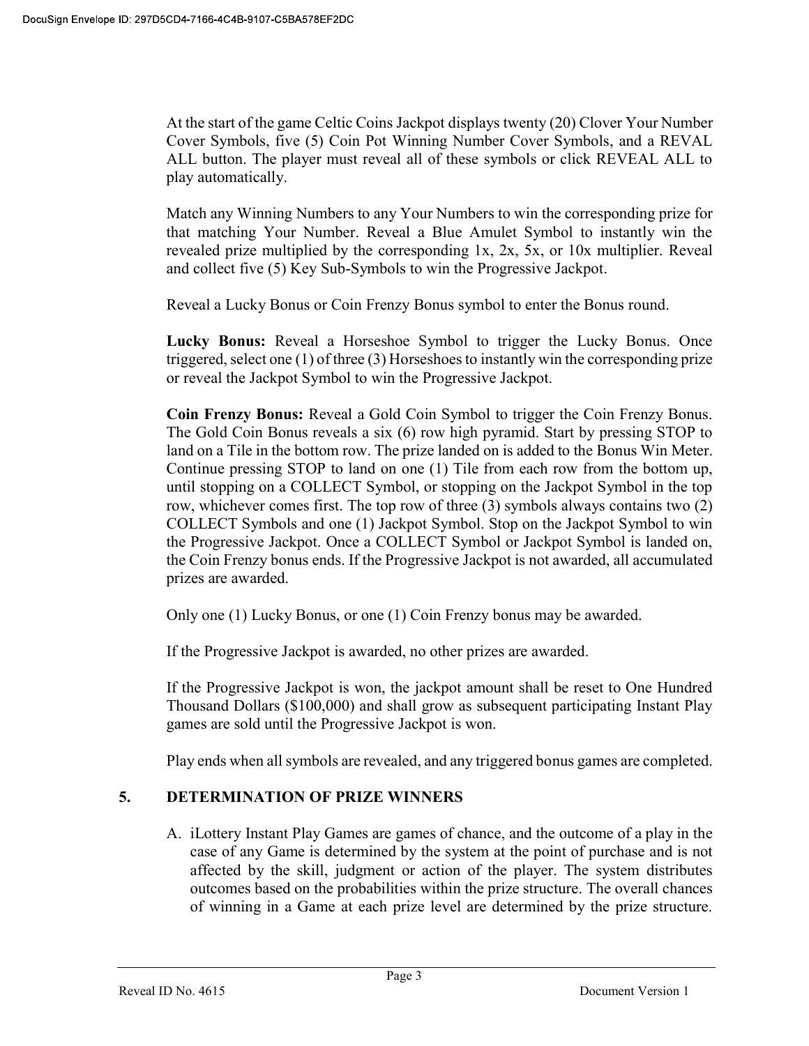At the start of the game Celtic Coins Jackpot displays twenty (20) Clover Your Number Cover Symbols, five (5) Coin Pot Winning Number Cover Symbols, and a REVAL ALL button. The player must reveal all of these symbols or click REVEAL ALL to play automatically.

Match any Winning Numbers to any Your Numbers to win the corresponding prize for that matching Your Number. Reveal a Blue Amulet Symbol to instantly win the revealed prize multiplied by the corresponding 1x, 2x, 5x, or 10x multiplier. Reveal and collect five (5) Key Sub-Symbols to win the Progressive Jackpot.

Reveal a Lucky Bonus or Coin Frenzy Bonus symbol to enter the Bonus round.

**Lucky Bonus:** Reveal a Horseshoe Symbol to trigger the Lucky Bonus. Once triggered, select one (1) of three (3) Horseshoes to instantly win the corresponding prize or reveal the Jackpot Symbol to win the Progressive Jackpot.

**Coin Frenzy Bonus:** Reveal a Gold Coin Symbol to trigger the Coin Frenzy Bonus. The Gold Coin Bonus reveals a six (6) row high pyramid. Start by pressing STOP to land on a Tile in the bottom row. The prize landed on is added to the Bonus Win Meter. Continue pressing STOP to land on one (1) Tile from each row from the bottom up, until stopping on a COLLECT Symbol, or stopping on the Jackpot Symbol in the top row, whichever comes first. The top row of three (3) symbols always contains two (2) COLLECT Symbols and one (1) Jackpot Symbol. Stop on the Jackpot Symbol to win the Progressive Jackpot. Once a COLLECT Symbol or Jackpot Symbol is landed on, the Coin Frenzy bonus ends. If the Progressive Jackpot is not awarded, all accumulated prizes are awarded.

Only one (1) Lucky Bonus, or one (1) Coin Frenzy bonus may be awarded.

If the Progressive Jackpot is awarded, no other prizes are awarded.

If the Progressive Jackpot is won, the jackpot amount shall be reset to One Hundred Thousand Dollars ($100,000) and shall grow as subsequent participating Instant Play games are sold until the Progressive Jackpot is won.

Play ends when all symbols are revealed, and any triggered bonus games are completed.

## 5. DETERMINATION OF PRIZE WINNERS

A. iLottery Instant Play Games are games of chance, and the outcome of a play in the case of any Game is determined by the system at the point of purchase and is not affected by the skill, judgment or action of the player. The system distributes outcomes based on the probabilities within the prize structure. The overall chances of winning in a Game at each prize level are determined by the prize structure.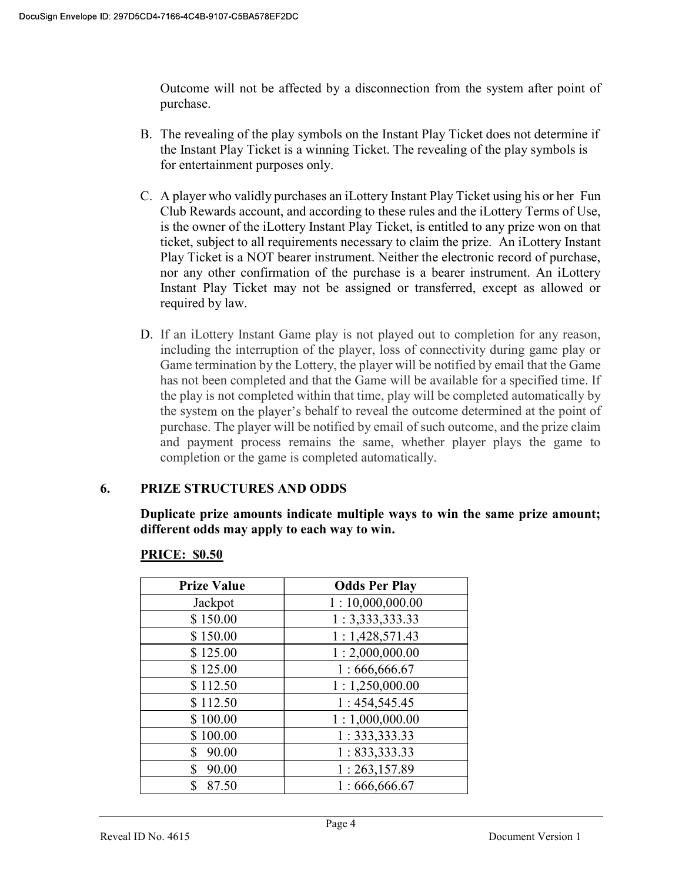Outcome will not be affected by a disconnection from the system after point of purchase.

B. The revealing of the play symbols on the Instant Play Ticket does not determine if the Instant Play Ticket is a winning Ticket. The revealing of the play symbols is for entertainment purposes only.

C. A player who validly purchases an iLottery Instant Play Ticket using his or her Fun Club Rewards account, and according to these rules and the iLottery Terms of Use, is the owner of the iLottery Instant Play Ticket, is entitled to any prize won on that ticket, subject to all requirements necessary to claim the prize. An iLottery Instant Play Ticket is a NOT bearer instrument. Neither the electronic record of purchase, nor any other confirmation of the purchase is a bearer instrument. An iLottery Instant Play Ticket may not be assigned or transferred, except as allowed or required by law.

D. If an iLottery Instant Game play is not played out to completion for any reason, including the interruption of the player, loss of connectivity during game play or Game termination by the Lottery, the player will be notified by email that the Game has not been completed and that the Game will be available for a specified time. If the play is not completed within that time, play will be completed automatically by the system on the player's behalf to reveal the outcome determined at the point of purchase. The player will be notified by email of such outcome, and the prize claim and payment process remains the same, whether player plays the game to completion or the game is completed automatically.

## 6. PRIZE STRUCTURES AND ODDS

**Duplicate prize amounts indicate multiple ways to win the same prize amount; different odds may apply to each way to win.**

**PRICE: $0.50**

| Prize Value | Odds Per Play |
|---|---|
| Jackpot | 1 : 10,000,000.00 |
| $ 150.00 | 1 : 3,333,333.33 |
| $ 150.00 | 1 : 1,428,571.43 |
| $ 125.00 | 1 : 2,000,000.00 |
| $ 125.00 | 1 : 666,666.67 |
| $ 112.50 | 1 : 1,250,000.00 |
| $ 112.50 | 1 : 454,545.45 |
| $ 100.00 | 1 : 1,000,000.00 |
| $ 100.00 | 1 : 333,333.33 |
| $ 90.00 | 1 : 833,333.33 |
| $ 90.00 | 1 : 263,157.89 |
| $ 87.50 | 1 : 666,666.67 |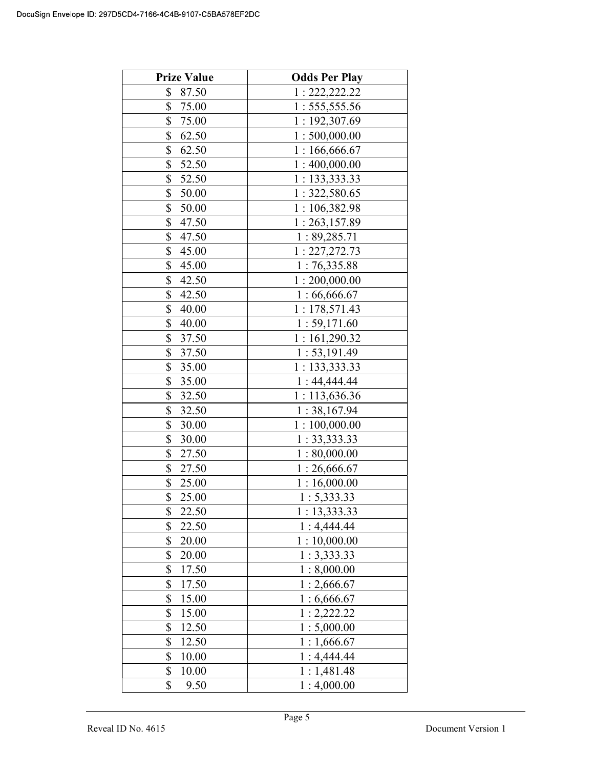| Prize Value | Odds Per Play |
| --- | --- |
| $ 87.50 | 1 : 222,222.22 |
| $ 75.00 | 1 : 555,555.56 |
| $ 75.00 | 1 : 192,307.69 |
| $ 62.50 | 1 : 500,000.00 |
| $ 62.50 | 1 : 166,666.67 |
| $ 52.50 | 1 : 400,000.00 |
| $ 52.50 | 1 : 133,333.33 |
| $ 50.00 | 1 : 322,580.65 |
| $ 50.00 | 1 : 106,382.98 |
| $ 47.50 | 1 : 263,157.89 |
| $ 47.50 | 1 : 89,285.71 |
| $ 45.00 | 1 : 227,272.73 |
| $ 45.00 | 1 : 76,335.88 |
| $ 42.50 | 1 : 200,000.00 |
| $ 42.50 | 1 : 66,666.67 |
| $ 40.00 | 1 : 178,571.43 |
| $ 40.00 | 1 : 59,171.60 |
| $ 37.50 | 1 : 161,290.32 |
| $ 37.50 | 1 : 53,191.49 |
| $ 35.00 | 1 : 133,333.33 |
| $ 35.00 | 1 : 44,444.44 |
| $ 32.50 | 1 : 113,636.36 |
| $ 32.50 | 1 : 38,167.94 |
| $ 30.00 | 1 : 100,000.00 |
| $ 30.00 | 1 : 33,333.33 |
| $ 27.50 | 1 : 80,000.00 |
| $ 27.50 | 1 : 26,666.67 |
| $ 25.00 | 1 : 16,000.00 |
| $ 25.00 | 1 : 5,333.33 |
| $ 22.50 | 1 : 13,333.33 |
| $ 22.50 | 1 : 4,444.44 |
| $ 20.00 | 1 : 10,000.00 |
| $ 20.00 | 1 : 3,333.33 |
| $ 17.50 | 1 : 8,000.00 |
| $ 17.50 | 1 : 2,666.67 |
| $ 15.00 | 1 : 6,666.67 |
| $ 15.00 | 1 : 2,222.22 |
| $ 12.50 | 1 : 5,000.00 |
| $ 12.50 | 1 : 1,666.67 |
| $ 10.00 | 1 : 4,444.44 |
| $ 10.00 | 1 : 1,481.48 |
| $ 9.50 | 1 : 4,000.00 |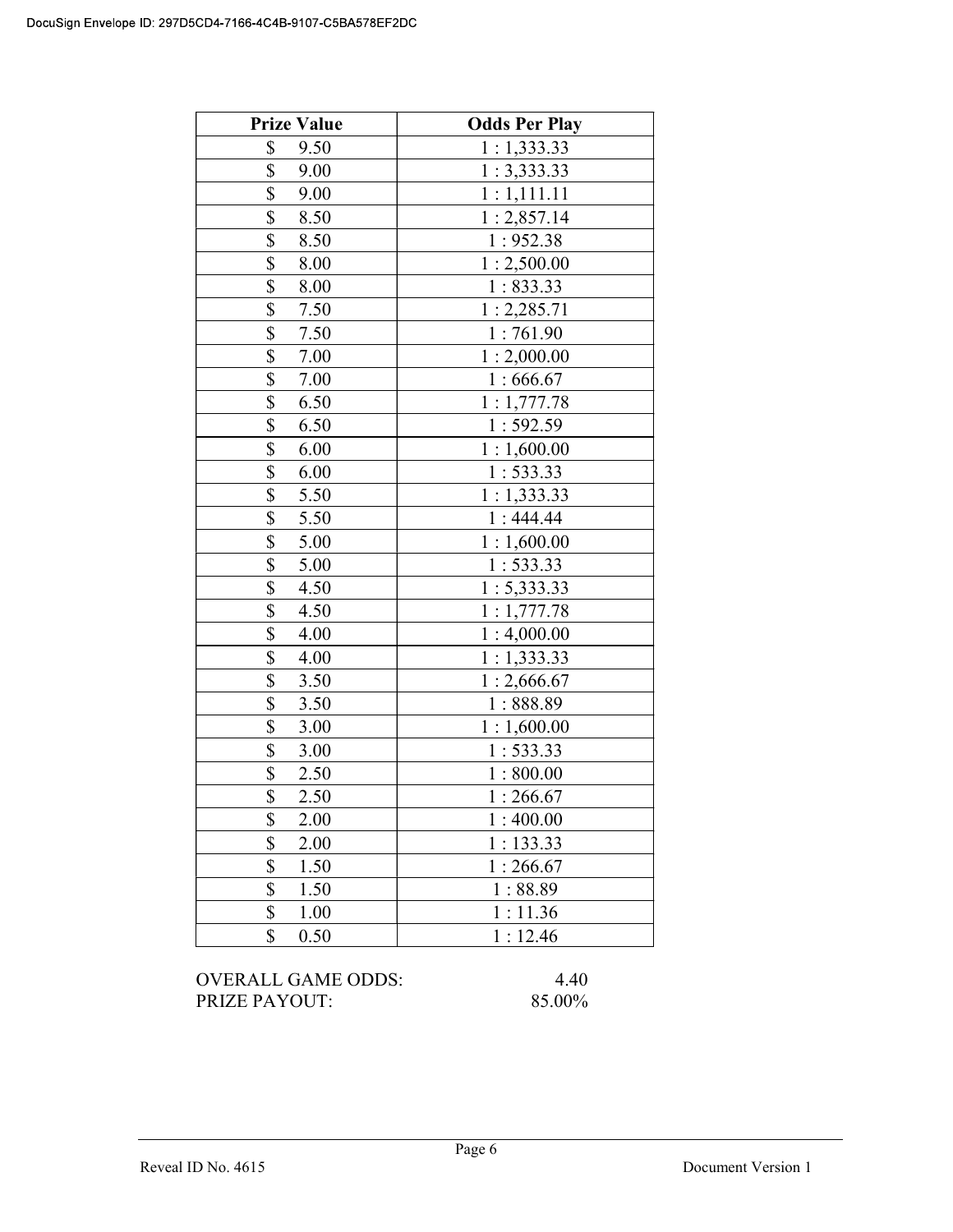| Prize Value | Odds Per Play |
|---|---|
| $ 9.50 | 1 : 1,333.33 |
| $ 9.00 | 1 : 3,333.33 |
| $ 9.00 | 1 : 1,111.11 |
| $ 8.50 | 1 : 2,857.14 |
| $ 8.50 | 1 : 952.38 |
| $ 8.00 | 1 : 2,500.00 |
| $ 8.00 | 1 : 833.33 |
| $ 7.50 | 1 : 2,285.71 |
| $ 7.50 | 1 : 761.90 |
| $ 7.00 | 1 : 2,000.00 |
| $ 7.00 | 1 : 666.67 |
| $ 6.50 | 1 : 1,777.78 |
| $ 6.50 | 1 : 592.59 |
| $ 6.00 | 1 : 1,600.00 |
| $ 6.00 | 1 : 533.33 |
| $ 5.50 | 1 : 1,333.33 |
| $ 5.50 | 1 : 444.44 |
| $ 5.00 | 1 : 1,600.00 |
| $ 5.00 | 1 : 533.33 |
| $ 4.50 | 1 : 5,333.33 |
| $ 4.50 | 1 : 1,777.78 |
| $ 4.00 | 1 : 4,000.00 |
| $ 4.00 | 1 : 1,333.33 |
| $ 3.50 | 1 : 2,666.67 |
| $ 3.50 | 1 : 888.89 |
| $ 3.00 | 1 : 1,600.00 |
| $ 3.00 | 1 : 533.33 |
| $ 2.50 | 1 : 800.00 |
| $ 2.50 | 1 : 266.67 |
| $ 2.00 | 1 : 400.00 |
| $ 2.00 | 1 : 133.33 |
| $ 1.50 | 1 : 266.67 |
| $ 1.50 | 1 : 88.89 |
| $ 1.00 | 1 : 11.36 |
| $ 0.50 | 1 : 12.46 |

OVERALL GAME ODDS: 4.40
PRIZE PAYOUT: 85.00%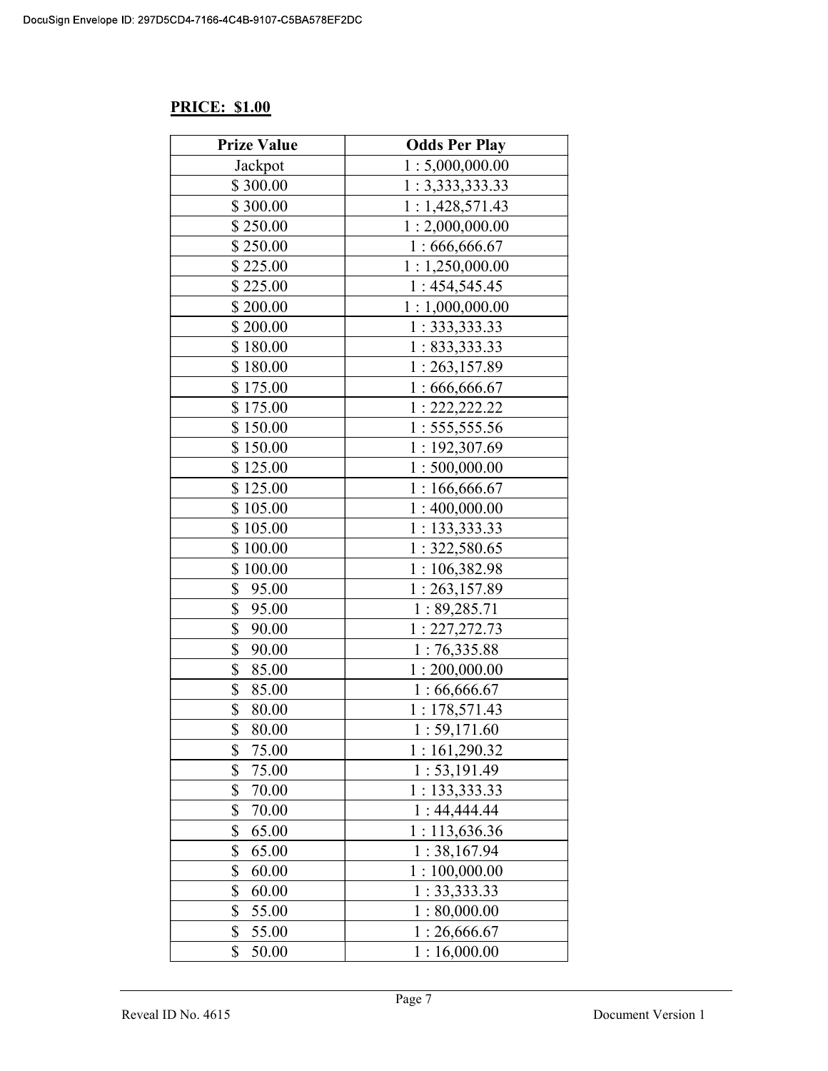**PRICE: $1.00**

| Prize Value | Odds Per Play |
|---|---|
| Jackpot | 1 : 5,000,000.00 |
| $ 300.00 | 1 : 3,333,333.33 |
| $ 300.00 | 1 : 1,428,571.43 |
| $ 250.00 | 1 : 2,000,000.00 |
| $ 250.00 | 1 : 666,666.67 |
| $ 225.00 | 1 : 1,250,000.00 |
| $ 225.00 | 1 : 454,545.45 |
| $ 200.00 | 1 : 1,000,000.00 |
| $ 200.00 | 1 : 333,333.33 |
| $ 180.00 | 1 : 833,333.33 |
| $ 180.00 | 1 : 263,157.89 |
| $ 175.00 | 1 : 666,666.67 |
| $ 175.00 | 1 : 222,222.22 |
| $ 150.00 | 1 : 555,555.56 |
| $ 150.00 | 1 : 192,307.69 |
| $ 125.00 | 1 : 500,000.00 |
| $ 125.00 | 1 : 166,666.67 |
| $ 105.00 | 1 : 400,000.00 |
| $ 105.00 | 1 : 133,333.33 |
| $ 100.00 | 1 : 322,580.65 |
| $ 100.00 | 1 : 106,382.98 |
| $ 95.00 | 1 : 263,157.89 |
| $ 95.00 | 1 : 89,285.71 |
| $ 90.00 | 1 : 227,272.73 |
| $ 90.00 | 1 : 76,335.88 |
| $ 85.00 | 1 : 200,000.00 |
| $ 85.00 | 1 : 66,666.67 |
| $ 80.00 | 1 : 178,571.43 |
| $ 80.00 | 1 : 59,171.60 |
| $ 75.00 | 1 : 161,290.32 |
| $ 75.00 | 1 : 53,191.49 |
| $ 70.00 | 1 : 133,333.33 |
| $ 70.00 | 1 : 44,444.44 |
| $ 65.00 | 1 : 113,636.36 |
| $ 65.00 | 1 : 38,167.94 |
| $ 60.00 | 1 : 100,000.00 |
| $ 60.00 | 1 : 33,333.33 |
| $ 55.00 | 1 : 80,000.00 |
| $ 55.00 | 1 : 26,666.67 |
| $ 50.00 | 1 : 16,000.00 |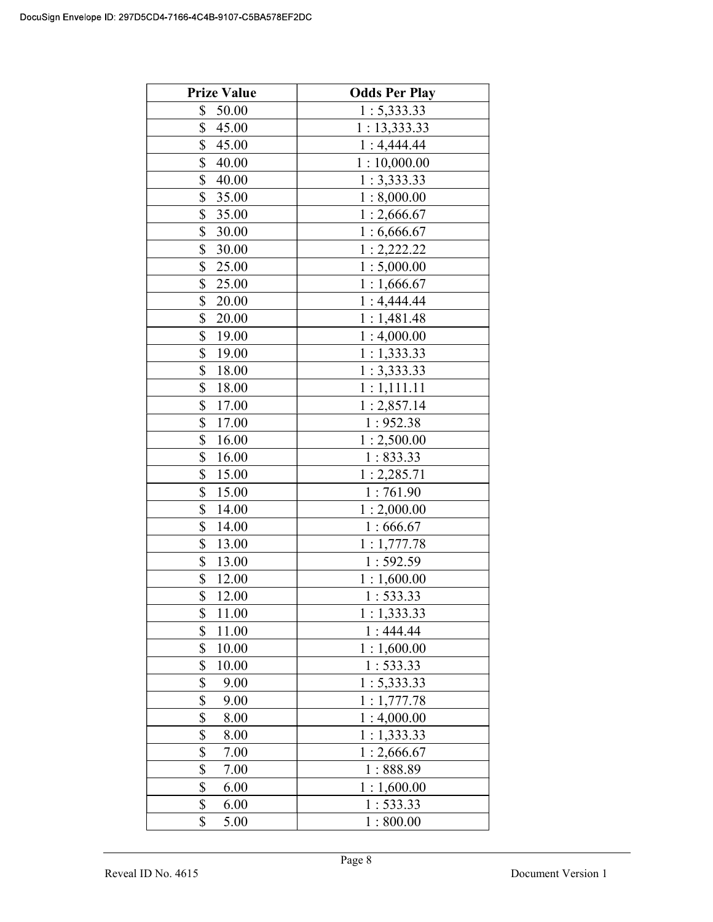| Prize Value | Odds Per Play |
|---|---|
| $ 50.00 | 1 : 5,333.33 |
| $ 45.00 | 1 : 13,333.33 |
| $ 45.00 | 1 : 4,444.44 |
| $ 40.00 | 1 : 10,000.00 |
| $ 40.00 | 1 : 3,333.33 |
| $ 35.00 | 1 : 8,000.00 |
| $ 35.00 | 1 : 2,666.67 |
| $ 30.00 | 1 : 6,666.67 |
| $ 30.00 | 1 : 2,222.22 |
| $ 25.00 | 1 : 5,000.00 |
| $ 25.00 | 1 : 1,666.67 |
| $ 20.00 | 1 : 4,444.44 |
| $ 20.00 | 1 : 1,481.48 |
| $ 19.00 | 1 : 4,000.00 |
| $ 19.00 | 1 : 1,333.33 |
| $ 18.00 | 1 : 3,333.33 |
| $ 18.00 | 1 : 1,111.11 |
| $ 17.00 | 1 : 2,857.14 |
| $ 17.00 | 1 : 952.38 |
| $ 16.00 | 1 : 2,500.00 |
| $ 16.00 | 1 : 833.33 |
| $ 15.00 | 1 : 2,285.71 |
| $ 15.00 | 1 : 761.90 |
| $ 14.00 | 1 : 2,000.00 |
| $ 14.00 | 1 : 666.67 |
| $ 13.00 | 1 : 1,777.78 |
| $ 13.00 | 1 : 592.59 |
| $ 12.00 | 1 : 1,600.00 |
| $ 12.00 | 1 : 533.33 |
| $ 11.00 | 1 : 1,333.33 |
| $ 11.00 | 1 : 444.44 |
| $ 10.00 | 1 : 1,600.00 |
| $ 10.00 | 1 : 533.33 |
| $ 9.00 | 1 : 5,333.33 |
| $ 9.00 | 1 : 1,777.78 |
| $ 8.00 | 1 : 4,000.00 |
| $ 8.00 | 1 : 1,333.33 |
| $ 7.00 | 1 : 2,666.67 |
| $ 7.00 | 1 : 888.89 |
| $ 6.00 | 1 : 1,600.00 |
| $ 6.00 | 1 : 533.33 |
| $ 5.00 | 1 : 800.00 |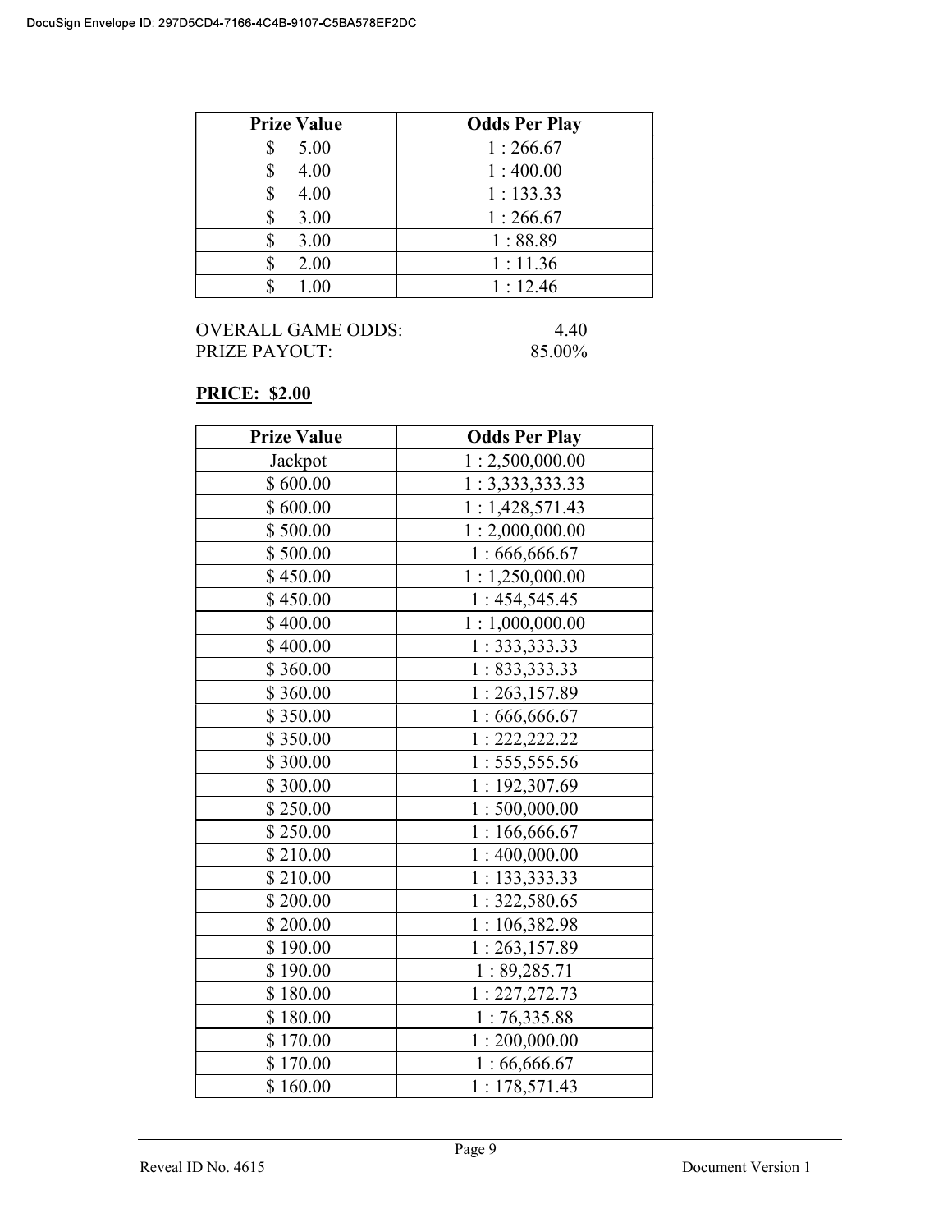| Prize Value | Odds Per Play |
|---|---|
| $ 5.00 | 1 : 266.67 |
| $ 4.00 | 1 : 400.00 |
| $ 4.00 | 1 : 133.33 |
| $ 3.00 | 1 : 266.67 |
| $ 3.00 | 1 : 88.89 |
| $ 2.00 | 1 : 11.36 |
| $ 1.00 | 1 : 12.46 |

OVERALL GAME ODDS: 4.40
PRIZE PAYOUT: 85.00%

**PRICE: $2.00**

| Prize Value | Odds Per Play |
|---|---|
| Jackpot | 1 : 2,500,000.00 |
| $ 600.00 | 1 : 3,333,333.33 |
| $ 600.00 | 1 : 1,428,571.43 |
| $ 500.00 | 1 : 2,000,000.00 |
| $ 500.00 | 1 : 666,666.67 |
| $ 450.00 | 1 : 1,250,000.00 |
| $ 450.00 | 1 : 454,545.45 |
| $ 400.00 | 1 : 1,000,000.00 |
| $ 400.00 | 1 : 333,333.33 |
| $ 360.00 | 1 : 833,333.33 |
| $ 360.00 | 1 : 263,157.89 |
| $ 350.00 | 1 : 666,666.67 |
| $ 350.00 | 1 : 222,222.22 |
| $ 300.00 | 1 : 555,555.56 |
| $ 300.00 | 1 : 192,307.69 |
| $ 250.00 | 1 : 500,000.00 |
| $ 250.00 | 1 : 166,666.67 |
| $ 210.00 | 1 : 400,000.00 |
| $ 210.00 | 1 : 133,333.33 |
| $ 200.00 | 1 : 322,580.65 |
| $ 200.00 | 1 : 106,382.98 |
| $ 190.00 | 1 : 263,157.89 |
| $ 190.00 | 1 : 89,285.71 |
| $ 180.00 | 1 : 227,272.73 |
| $ 180.00 | 1 : 76,335.88 |
| $ 170.00 | 1 : 200,000.00 |
| $ 170.00 | 1 : 66,666.67 |
| $ 160.00 | 1 : 178,571.43 |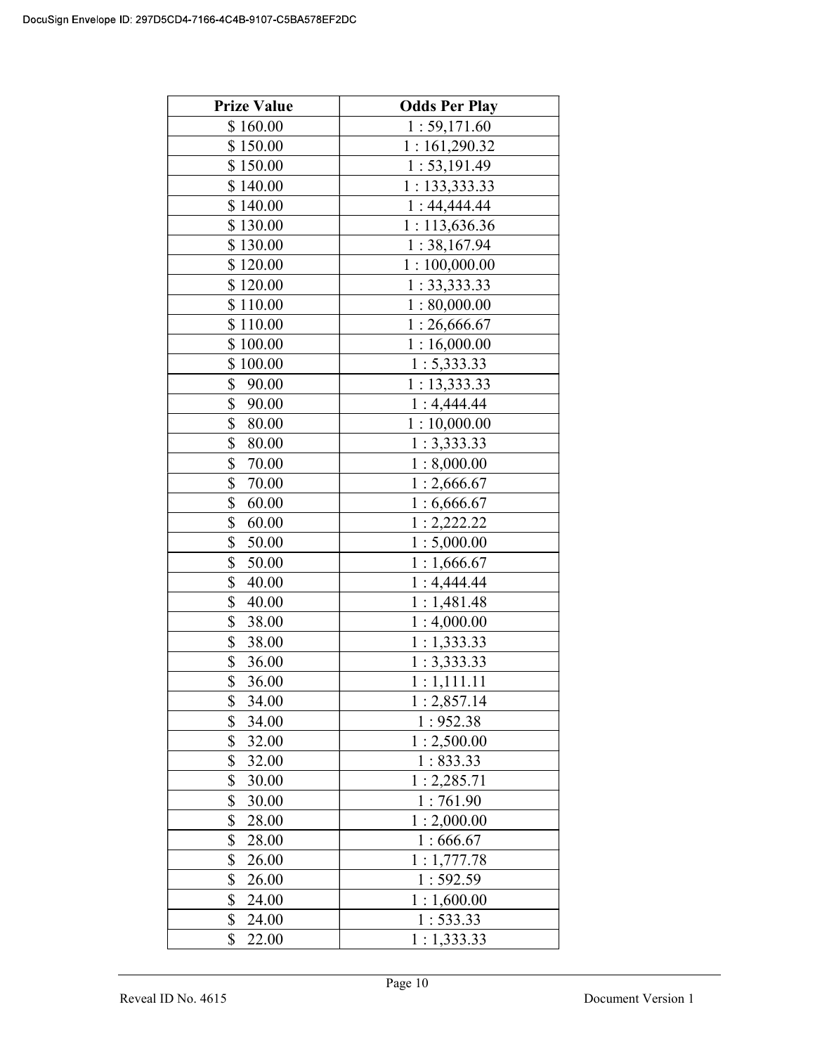| Prize Value | Odds Per Play |
|---|---|
| $ 160.00 | 1 : 59,171.60 |
| $ 150.00 | 1 : 161,290.32 |
| $ 150.00 | 1 : 53,191.49 |
| $ 140.00 | 1 : 133,333.33 |
| $ 140.00 | 1 : 44,444.44 |
| $ 130.00 | 1 : 113,636.36 |
| $ 130.00 | 1 : 38,167.94 |
| $ 120.00 | 1 : 100,000.00 |
| $ 120.00 | 1 : 33,333.33 |
| $ 110.00 | 1 : 80,000.00 |
| $ 110.00 | 1 : 26,666.67 |
| $ 100.00 | 1 : 16,000.00 |
| $ 100.00 | 1 : 5,333.33 |
| $ 90.00 | 1 : 13,333.33 |
| $ 90.00 | 1 : 4,444.44 |
| $ 80.00 | 1 : 10,000.00 |
| $ 80.00 | 1 : 3,333.33 |
| $ 70.00 | 1 : 8,000.00 |
| $ 70.00 | 1 : 2,666.67 |
| $ 60.00 | 1 : 6,666.67 |
| $ 60.00 | 1 : 2,222.22 |
| $ 50.00 | 1 : 5,000.00 |
| $ 50.00 | 1 : 1,666.67 |
| $ 40.00 | 1 : 4,444.44 |
| $ 40.00 | 1 : 1,481.48 |
| $ 38.00 | 1 : 4,000.00 |
| $ 38.00 | 1 : 1,333.33 |
| $ 36.00 | 1 : 3,333.33 |
| $ 36.00 | 1 : 1,111.11 |
| $ 34.00 | 1 : 2,857.14 |
| $ 34.00 | 1 : 952.38 |
| $ 32.00 | 1 : 2,500.00 |
| $ 32.00 | 1 : 833.33 |
| $ 30.00 | 1 : 2,285.71 |
| $ 30.00 | 1 : 761.90 |
| $ 28.00 | 1 : 2,000.00 |
| $ 28.00 | 1 : 666.67 |
| $ 26.00 | 1 : 1,777.78 |
| $ 26.00 | 1 : 592.59 |
| $ 24.00 | 1 : 1,600.00 |
| $ 24.00 | 1 : 533.33 |
| $ 22.00 | 1 : 1,333.33 |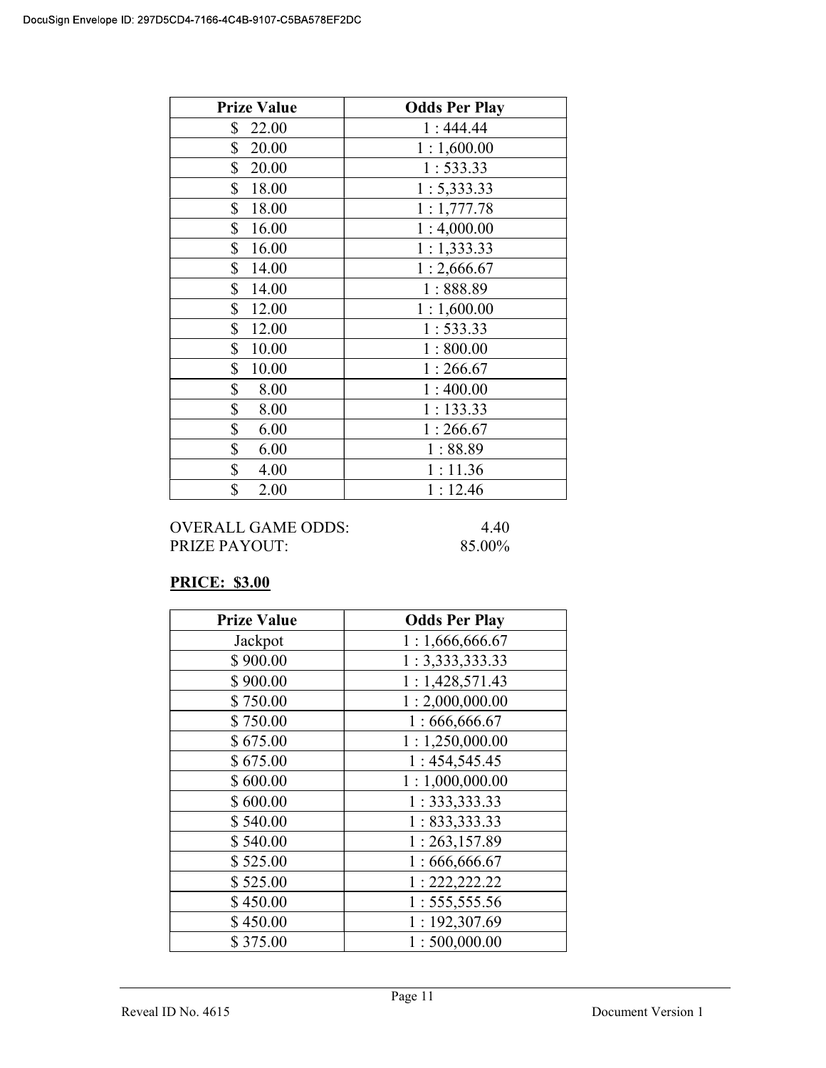| Prize Value | Odds Per Play |
|---|---|
| $ 22.00 | 1 : 444.44 |
| $ 20.00 | 1 : 1,600.00 |
| $ 20.00 | 1 : 533.33 |
| $ 18.00 | 1 : 5,333.33 |
| $ 18.00 | 1 : 1,777.78 |
| $ 16.00 | 1 : 4,000.00 |
| $ 16.00 | 1 : 1,333.33 |
| $ 14.00 | 1 : 2,666.67 |
| $ 14.00 | 1 : 888.89 |
| $ 12.00 | 1 : 1,600.00 |
| $ 12.00 | 1 : 533.33 |
| $ 10.00 | 1 : 800.00 |
| $ 10.00 | 1 : 266.67 |
| $ 8.00 | 1 : 400.00 |
| $ 8.00 | 1 : 133.33 |
| $ 6.00 | 1 : 266.67 |
| $ 6.00 | 1 : 88.89 |
| $ 4.00 | 1 : 11.36 |
| $ 2.00 | 1 : 12.46 |

OVERALL GAME ODDS: 4.40
PRIZE PAYOUT: 85.00%

**PRICE: $3.00**

| Prize Value | Odds Per Play |
|---|---|
| Jackpot | 1 : 1,666,666.67 |
| $ 900.00 | 1 : 3,333,333.33 |
| $ 900.00 | 1 : 1,428,571.43 |
| $ 750.00 | 1 : 2,000,000.00 |
| $ 750.00 | 1 : 666,666.67 |
| $ 675.00 | 1 : 1,250,000.00 |
| $ 675.00 | 1 : 454,545.45 |
| $ 600.00 | 1 : 1,000,000.00 |
| $ 600.00 | 1 : 333,333.33 |
| $ 540.00 | 1 : 833,333.33 |
| $ 540.00 | 1 : 263,157.89 |
| $ 525.00 | 1 : 666,666.67 |
| $ 525.00 | 1 : 222,222.22 |
| $ 450.00 | 1 : 555,555.56 |
| $ 450.00 | 1 : 192,307.69 |
| $ 375.00 | 1 : 500,000.00 |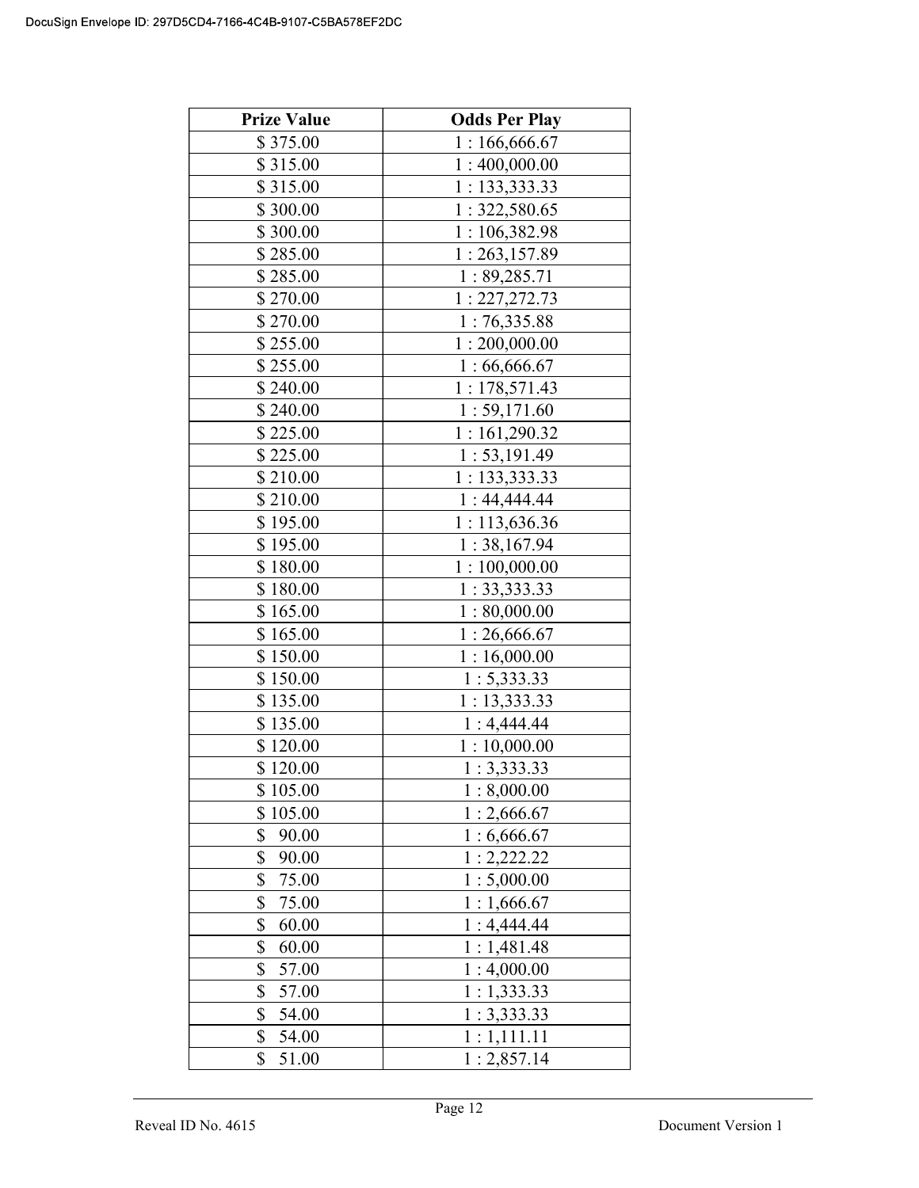| Prize Value | Odds Per Play |
|---|---|
| $ 375.00 | 1 : 166,666.67 |
| $ 315.00 | 1 : 400,000.00 |
| $ 315.00 | 1 : 133,333.33 |
| $ 300.00 | 1 : 322,580.65 |
| $ 300.00 | 1 : 106,382.98 |
| $ 285.00 | 1 : 263,157.89 |
| $ 285.00 | 1 : 89,285.71 |
| $ 270.00 | 1 : 227,272.73 |
| $ 270.00 | 1 : 76,335.88 |
| $ 255.00 | 1 : 200,000.00 |
| $ 255.00 | 1 : 66,666.67 |
| $ 240.00 | 1 : 178,571.43 |
| $ 240.00 | 1 : 59,171.60 |
| $ 225.00 | 1 : 161,290.32 |
| $ 225.00 | 1 : 53,191.49 |
| $ 210.00 | 1 : 133,333.33 |
| $ 210.00 | 1 : 44,444.44 |
| $ 195.00 | 1 : 113,636.36 |
| $ 195.00 | 1 : 38,167.94 |
| $ 180.00 | 1 : 100,000.00 |
| $ 180.00 | 1 : 33,333.33 |
| $ 165.00 | 1 : 80,000.00 |
| $ 165.00 | 1 : 26,666.67 |
| $ 150.00 | 1 : 16,000.00 |
| $ 150.00 | 1 : 5,333.33 |
| $ 135.00 | 1 : 13,333.33 |
| $ 135.00 | 1 : 4,444.44 |
| $ 120.00 | 1 : 10,000.00 |
| $ 120.00 | 1 : 3,333.33 |
| $ 105.00 | 1 : 8,000.00 |
| $ 105.00 | 1 : 2,666.67 |
| $ 90.00 | 1 : 6,666.67 |
| $ 90.00 | 1 : 2,222.22 |
| $ 75.00 | 1 : 5,000.00 |
| $ 75.00 | 1 : 1,666.67 |
| $ 60.00 | 1 : 4,444.44 |
| $ 60.00 | 1 : 1,481.48 |
| $ 57.00 | 1 : 4,000.00 |
| $ 57.00 | 1 : 1,333.33 |
| $ 54.00 | 1 : 3,333.33 |
| $ 54.00 | 1 : 1,111.11 |
| $ 51.00 | 1 : 2,857.14 |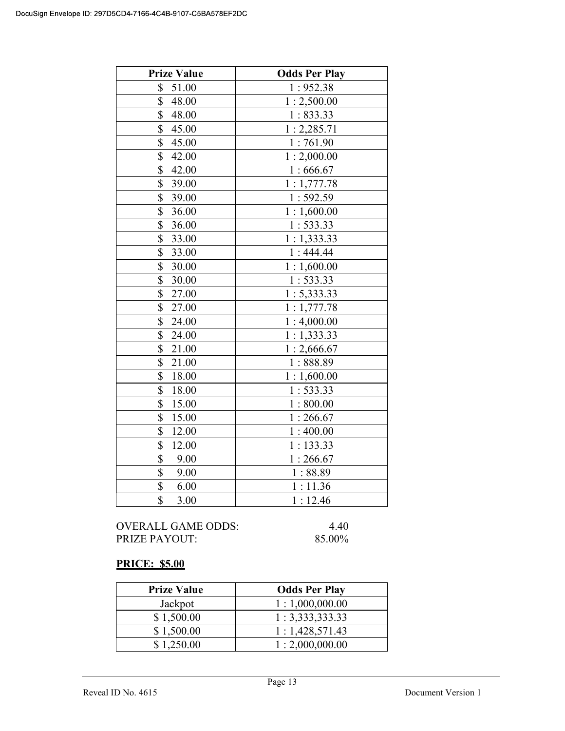| Prize Value | Odds Per Play |
|---|---|
| $ 51.00 | 1 : 952.38 |
| $ 48.00 | 1 : 2,500.00 |
| $ 48.00 | 1 : 833.33 |
| $ 45.00 | 1 : 2,285.71 |
| $ 45.00 | 1 : 761.90 |
| $ 42.00 | 1 : 2,000.00 |
| $ 42.00 | 1 : 666.67 |
| $ 39.00 | 1 : 1,777.78 |
| $ 39.00 | 1 : 592.59 |
| $ 36.00 | 1 : 1,600.00 |
| $ 36.00 | 1 : 533.33 |
| $ 33.00 | 1 : 1,333.33 |
| $ 33.00 | 1 : 444.44 |
| $ 30.00 | 1 : 1,600.00 |
| $ 30.00 | 1 : 533.33 |
| $ 27.00 | 1 : 5,333.33 |
| $ 27.00 | 1 : 1,777.78 |
| $ 24.00 | 1 : 4,000.00 |
| $ 24.00 | 1 : 1,333.33 |
| $ 21.00 | 1 : 2,666.67 |
| $ 21.00 | 1 : 888.89 |
| $ 18.00 | 1 : 1,600.00 |
| $ 18.00 | 1 : 533.33 |
| $ 15.00 | 1 : 800.00 |
| $ 15.00 | 1 : 266.67 |
| $ 12.00 | 1 : 400.00 |
| $ 12.00 | 1 : 133.33 |
| $ 9.00 | 1 : 266.67 |
| $ 9.00 | 1 : 88.89 |
| $ 6.00 | 1 : 11.36 |
| $ 3.00 | 1 : 12.46 |

OVERALL GAME ODDS: 4.40
PRIZE PAYOUT: 85.00%

**PRICE: $5.00**

| Prize Value | Odds Per Play |
|---|---|
| Jackpot | 1 : 1,000,000.00 |
| $ 1,500.00 | 1 : 3,333,333.33 |
| $ 1,500.00 | 1 : 1,428,571.43 |
| $ 1,250.00 | 1 : 2,000,000.00 |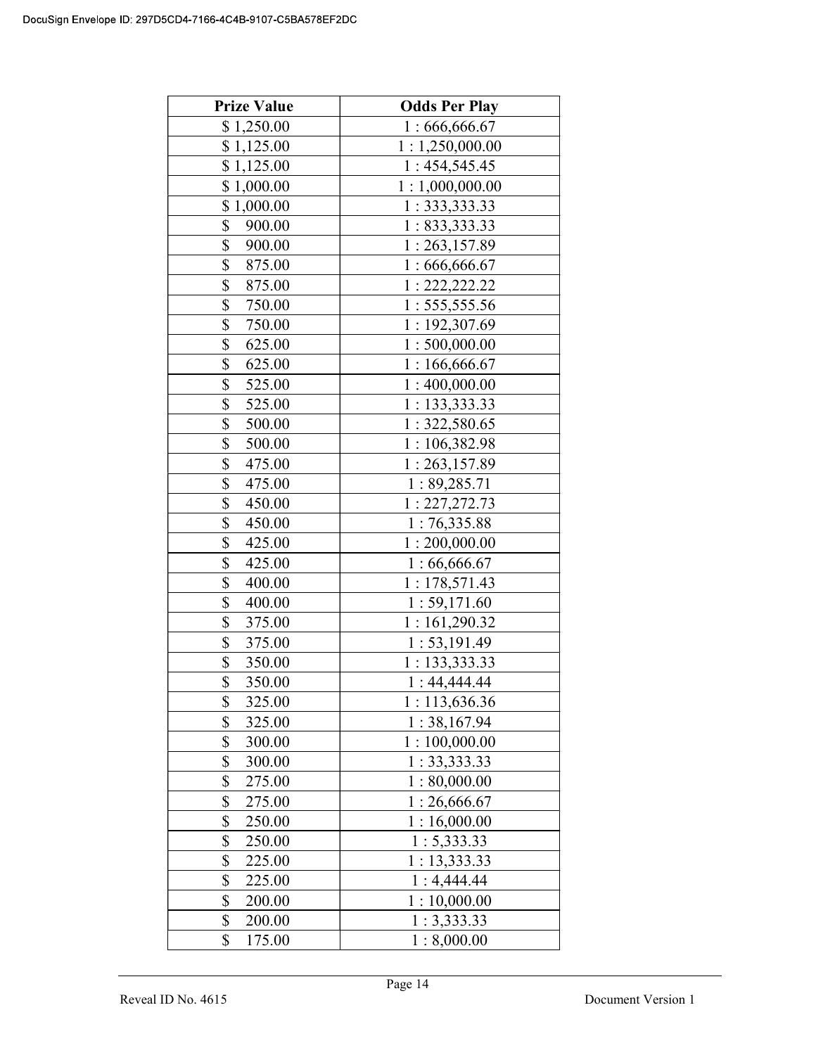| Prize Value | Odds Per Play |
|---|---|
| $ 1,250.00 | 1 : 666,666.67 |
| $ 1,125.00 | 1 : 1,250,000.00 |
| $ 1,125.00 | 1 : 454,545.45 |
| $ 1,000.00 | 1 : 1,000,000.00 |
| $ 1,000.00 | 1 : 333,333.33 |
| $ 900.00 | 1 : 833,333.33 |
| $ 900.00 | 1 : 263,157.89 |
| $ 875.00 | 1 : 666,666.67 |
| $ 875.00 | 1 : 222,222.22 |
| $ 750.00 | 1 : 555,555.56 |
| $ 750.00 | 1 : 192,307.69 |
| $ 625.00 | 1 : 500,000.00 |
| $ 625.00 | 1 : 166,666.67 |
| $ 525.00 | 1 : 400,000.00 |
| $ 525.00 | 1 : 133,333.33 |
| $ 500.00 | 1 : 322,580.65 |
| $ 500.00 | 1 : 106,382.98 |
| $ 475.00 | 1 : 263,157.89 |
| $ 475.00 | 1 : 89,285.71 |
| $ 450.00 | 1 : 227,272.73 |
| $ 450.00 | 1 : 76,335.88 |
| $ 425.00 | 1 : 200,000.00 |
| $ 425.00 | 1 : 66,666.67 |
| $ 400.00 | 1 : 178,571.43 |
| $ 400.00 | 1 : 59,171.60 |
| $ 375.00 | 1 : 161,290.32 |
| $ 375.00 | 1 : 53,191.49 |
| $ 350.00 | 1 : 133,333.33 |
| $ 350.00 | 1 : 44,444.44 |
| $ 325.00 | 1 : 113,636.36 |
| $ 325.00 | 1 : 38,167.94 |
| $ 300.00 | 1 : 100,000.00 |
| $ 300.00 | 1 : 33,333.33 |
| $ 275.00 | 1 : 80,000.00 |
| $ 275.00 | 1 : 26,666.67 |
| $ 250.00 | 1 : 16,000.00 |
| $ 250.00 | 1 : 5,333.33 |
| $ 225.00 | 1 : 13,333.33 |
| $ 225.00 | 1 : 4,444.44 |
| $ 200.00 | 1 : 10,000.00 |
| $ 200.00 | 1 : 3,333.33 |
| $ 175.00 | 1 : 8,000.00 |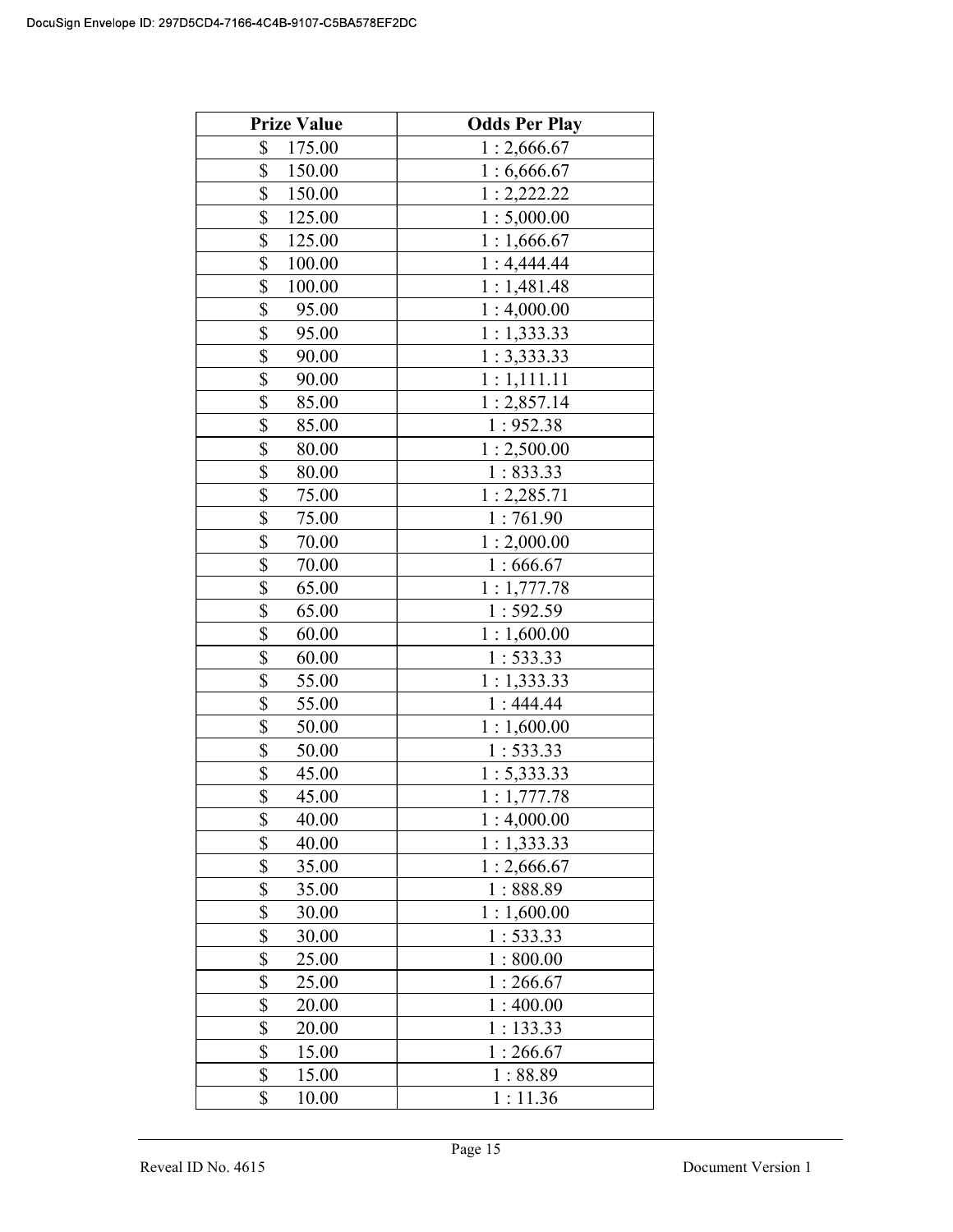| Prize Value | Odds Per Play |
|---|---|
| $ 175.00 | 1 : 2,666.67 |
| $ 150.00 | 1 : 6,666.67 |
| $ 150.00 | 1 : 2,222.22 |
| $ 125.00 | 1 : 5,000.00 |
| $ 125.00 | 1 : 1,666.67 |
| $ 100.00 | 1 : 4,444.44 |
| $ 100.00 | 1 : 1,481.48 |
| $ 95.00 | 1 : 4,000.00 |
| $ 95.00 | 1 : 1,333.33 |
| $ 90.00 | 1 : 3,333.33 |
| $ 90.00 | 1 : 1,111.11 |
| $ 85.00 | 1 : 2,857.14 |
| $ 85.00 | 1 : 952.38 |
| $ 80.00 | 1 : 2,500.00 |
| $ 80.00 | 1 : 833.33 |
| $ 75.00 | 1 : 2,285.71 |
| $ 75.00 | 1 : 761.90 |
| $ 70.00 | 1 : 2,000.00 |
| $ 70.00 | 1 : 666.67 |
| $ 65.00 | 1 : 1,777.78 |
| $ 65.00 | 1 : 592.59 |
| $ 60.00 | 1 : 1,600.00 |
| $ 60.00 | 1 : 533.33 |
| $ 55.00 | 1 : 1,333.33 |
| $ 55.00 | 1 : 444.44 |
| $ 50.00 | 1 : 1,600.00 |
| $ 50.00 | 1 : 533.33 |
| $ 45.00 | 1 : 5,333.33 |
| $ 45.00 | 1 : 1,777.78 |
| $ 40.00 | 1 : 4,000.00 |
| $ 40.00 | 1 : 1,333.33 |
| $ 35.00 | 1 : 2,666.67 |
| $ 35.00 | 1 : 888.89 |
| $ 30.00 | 1 : 1,600.00 |
| $ 30.00 | 1 : 533.33 |
| $ 25.00 | 1 : 800.00 |
| $ 25.00 | 1 : 266.67 |
| $ 20.00 | 1 : 400.00 |
| $ 20.00 | 1 : 133.33 |
| $ 15.00 | 1 : 266.67 |
| $ 15.00 | 1 : 88.89 |
| $ 10.00 | 1 : 11.36 |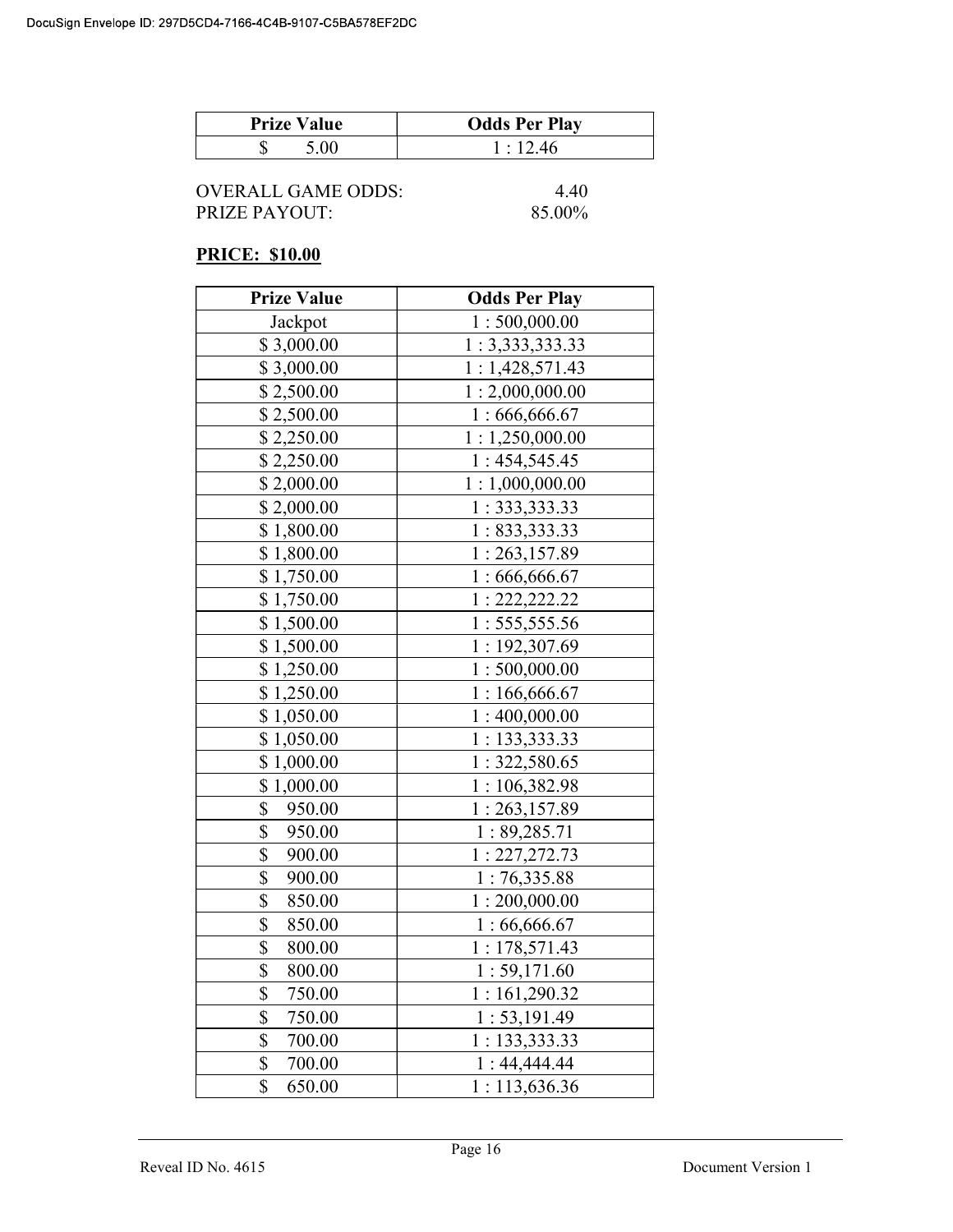| Prize Value | Odds Per Play |
|---|---|
| $ 5.00 | 1 : 12.46 |

OVERALL GAME ODDS: 4.40
PRIZE PAYOUT: 85.00%

**PRICE: $10.00**

| Prize Value | Odds Per Play |
|---|---|
| Jackpot | 1 : 500,000.00 |
| $ 3,000.00 | 1 : 3,333,333.33 |
| $ 3,000.00 | 1 : 1,428,571.43 |
| $ 2,500.00 | 1 : 2,000,000.00 |
| $ 2,500.00 | 1 : 666,666.67 |
| $ 2,250.00 | 1 : 1,250,000.00 |
| $ 2,250.00 | 1 : 454,545.45 |
| $ 2,000.00 | 1 : 1,000,000.00 |
| $ 2,000.00 | 1 : 333,333.33 |
| $ 1,800.00 | 1 : 833,333.33 |
| $ 1,800.00 | 1 : 263,157.89 |
| $ 1,750.00 | 1 : 666,666.67 |
| $ 1,750.00 | 1 : 222,222.22 |
| $ 1,500.00 | 1 : 555,555.56 |
| $ 1,500.00 | 1 : 192,307.69 |
| $ 1,250.00 | 1 : 500,000.00 |
| $ 1,250.00 | 1 : 166,666.67 |
| $ 1,050.00 | 1 : 400,000.00 |
| $ 1,050.00 | 1 : 133,333.33 |
| $ 1,000.00 | 1 : 322,580.65 |
| $ 1,000.00 | 1 : 106,382.98 |
| $ 950.00 | 1 : 263,157.89 |
| $ 950.00 | 1 : 89,285.71 |
| $ 900.00 | 1 : 227,272.73 |
| $ 900.00 | 1 : 76,335.88 |
| $ 850.00 | 1 : 200,000.00 |
| $ 850.00 | 1 : 66,666.67 |
| $ 800.00 | 1 : 178,571.43 |
| $ 800.00 | 1 : 59,171.60 |
| $ 750.00 | 1 : 161,290.32 |
| $ 750.00 | 1 : 53,191.49 |
| $ 700.00 | 1 : 133,333.33 |
| $ 700.00 | 1 : 44,444.44 |
| $ 650.00 | 1 : 113,636.36 |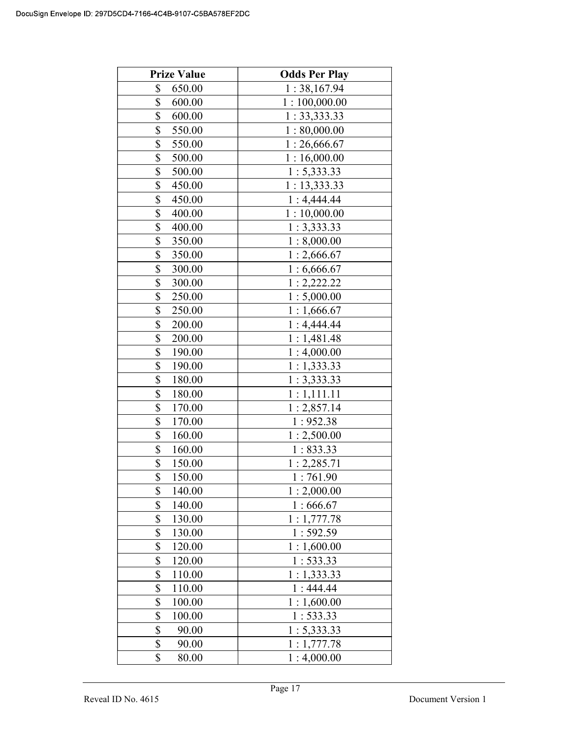| Prize Value | Odds Per Play |
| --- | --- |
| $ 650.00 | 1 : 38,167.94 |
| $ 600.00 | 1 : 100,000.00 |
| $ 600.00 | 1 : 33,333.33 |
| $ 550.00 | 1 : 80,000.00 |
| $ 550.00 | 1 : 26,666.67 |
| $ 500.00 | 1 : 16,000.00 |
| $ 500.00 | 1 : 5,333.33 |
| $ 450.00 | 1 : 13,333.33 |
| $ 450.00 | 1 : 4,444.44 |
| $ 400.00 | 1 : 10,000.00 |
| $ 400.00 | 1 : 3,333.33 |
| $ 350.00 | 1 : 8,000.00 |
| $ 350.00 | 1 : 2,666.67 |
| $ 300.00 | 1 : 6,666.67 |
| $ 300.00 | 1 : 2,222.22 |
| $ 250.00 | 1 : 5,000.00 |
| $ 250.00 | 1 : 1,666.67 |
| $ 200.00 | 1 : 4,444.44 |
| $ 200.00 | 1 : 1,481.48 |
| $ 190.00 | 1 : 4,000.00 |
| $ 190.00 | 1 : 1,333.33 |
| $ 180.00 | 1 : 3,333.33 |
| $ 180.00 | 1 : 1,111.11 |
| $ 170.00 | 1 : 2,857.14 |
| $ 170.00 | 1 : 952.38 |
| $ 160.00 | 1 : 2,500.00 |
| $ 160.00 | 1 : 833.33 |
| $ 150.00 | 1 : 2,285.71 |
| $ 150.00 | 1 : 761.90 |
| $ 140.00 | 1 : 2,000.00 |
| $ 140.00 | 1 : 666.67 |
| $ 130.00 | 1 : 1,777.78 |
| $ 130.00 | 1 : 592.59 |
| $ 120.00 | 1 : 1,600.00 |
| $ 120.00 | 1 : 533.33 |
| $ 110.00 | 1 : 1,333.33 |
| $ 110.00 | 1 : 444.44 |
| $ 100.00 | 1 : 1,600.00 |
| $ 100.00 | 1 : 533.33 |
| $ 90.00 | 1 : 5,333.33 |
| $ 90.00 | 1 : 1,777.78 |
| $ 80.00 | 1 : 4,000.00 |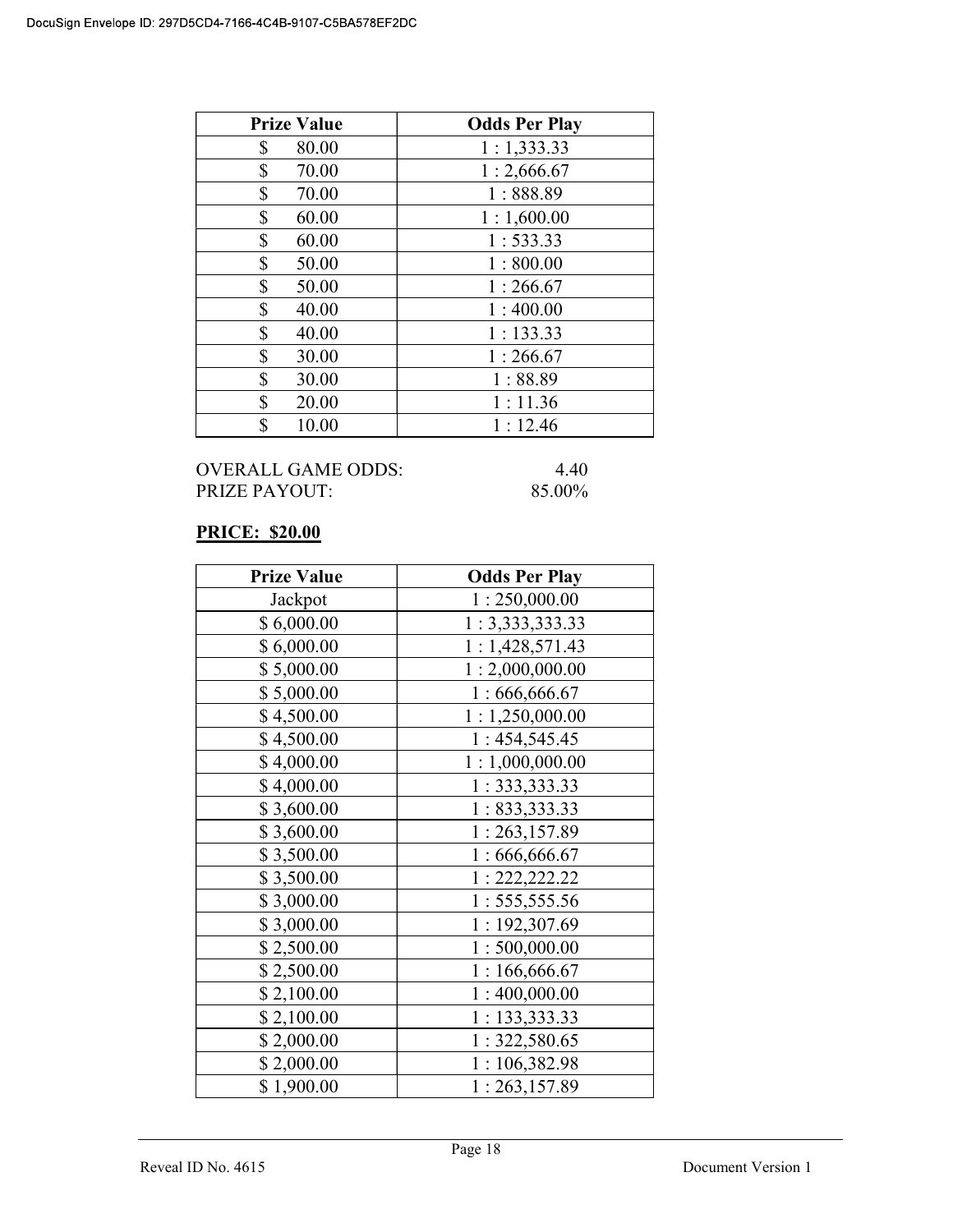| Prize Value | Odds Per Play |
|---|---|
| $ 80.00 | 1 : 1,333.33 |
| $ 70.00 | 1 : 2,666.67 |
| $ 70.00 | 1 : 888.89 |
| $ 60.00 | 1 : 1,600.00 |
| $ 60.00 | 1 : 533.33 |
| $ 50.00 | 1 : 800.00 |
| $ 50.00 | 1 : 266.67 |
| $ 40.00 | 1 : 400.00 |
| $ 40.00 | 1 : 133.33 |
| $ 30.00 | 1 : 266.67 |
| $ 30.00 | 1 : 88.89 |
| $ 20.00 | 1 : 11.36 |
| $ 10.00 | 1 : 12.46 |

OVERALL GAME ODDS: 4.40
PRIZE PAYOUT: 85.00%

**PRICE: $20.00**

| Prize Value | Odds Per Play |
|---|---|
| Jackpot | 1 : 250,000.00 |
| $ 6,000.00 | 1 : 3,333,333.33 |
| $ 6,000.00 | 1 : 1,428,571.43 |
| $ 5,000.00 | 1 : 2,000,000.00 |
| $ 5,000.00 | 1 : 666,666.67 |
| $ 4,500.00 | 1 : 1,250,000.00 |
| $ 4,500.00 | 1 : 454,545.45 |
| $ 4,000.00 | 1 : 1,000,000.00 |
| $ 4,000.00 | 1 : 333,333.33 |
| $ 3,600.00 | 1 : 833,333.33 |
| $ 3,600.00 | 1 : 263,157.89 |
| $ 3,500.00 | 1 : 666,666.67 |
| $ 3,500.00 | 1 : 222,222.22 |
| $ 3,000.00 | 1 : 555,555.56 |
| $ 3,000.00 | 1 : 192,307.69 |
| $ 2,500.00 | 1 : 500,000.00 |
| $ 2,500.00 | 1 : 166,666.67 |
| $ 2,100.00 | 1 : 400,000.00 |
| $ 2,100.00 | 1 : 133,333.33 |
| $ 2,000.00 | 1 : 322,580.65 |
| $ 2,000.00 | 1 : 106,382.98 |
| $ 1,900.00 | 1 : 263,157.89 |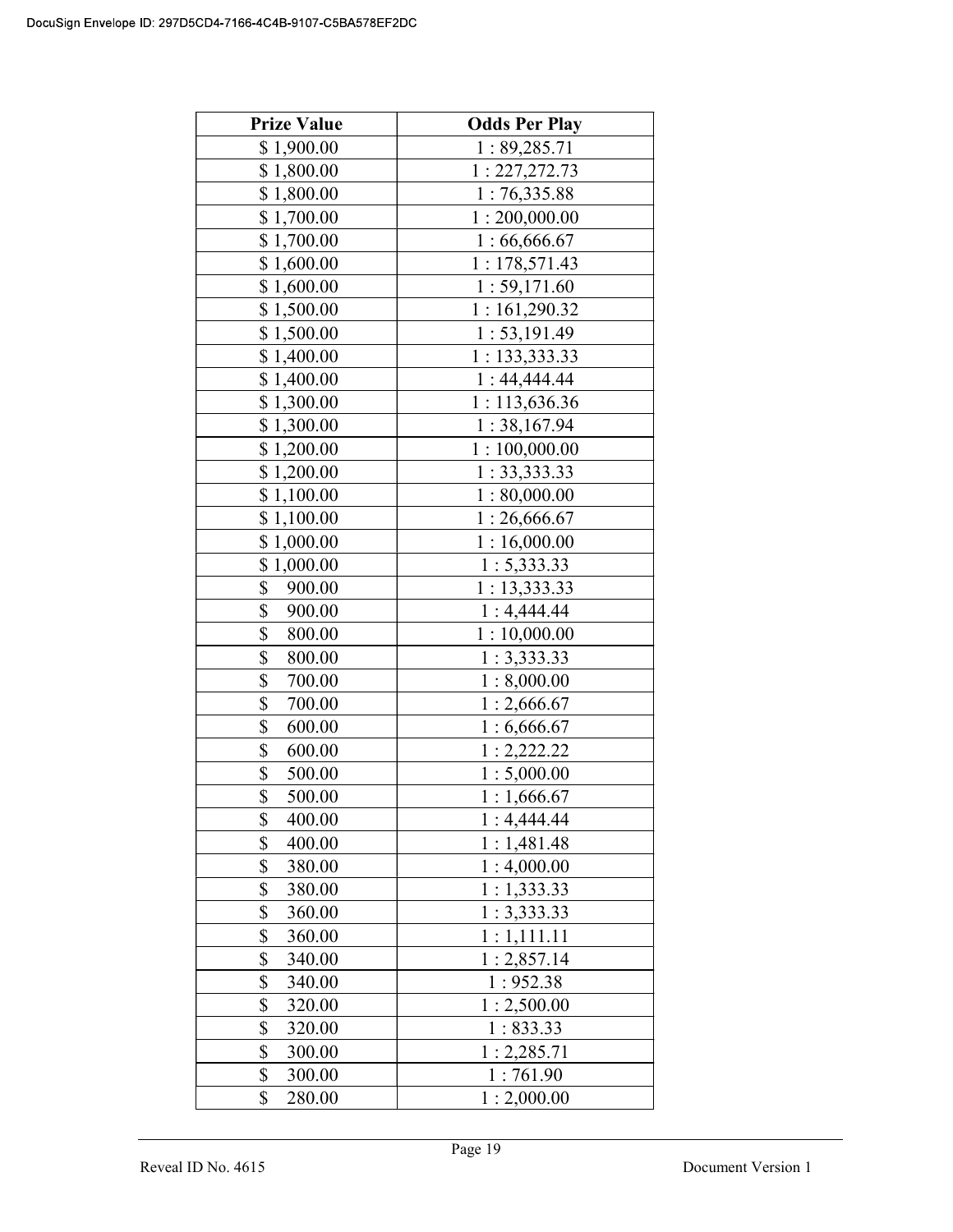| Prize Value | Odds Per Play |
|---|---|
| $ 1,900.00 | 1 : 89,285.71 |
| $ 1,800.00 | 1 : 227,272.73 |
| $ 1,800.00 | 1 : 76,335.88 |
| $ 1,700.00 | 1 : 200,000.00 |
| $ 1,700.00 | 1 : 66,666.67 |
| $ 1,600.00 | 1 : 178,571.43 |
| $ 1,600.00 | 1 : 59,171.60 |
| $ 1,500.00 | 1 : 161,290.32 |
| $ 1,500.00 | 1 : 53,191.49 |
| $ 1,400.00 | 1 : 133,333.33 |
| $ 1,400.00 | 1 : 44,444.44 |
| $ 1,300.00 | 1 : 113,636.36 |
| $ 1,300.00 | 1 : 38,167.94 |
| $ 1,200.00 | 1 : 100,000.00 |
| $ 1,200.00 | 1 : 33,333.33 |
| $ 1,100.00 | 1 : 80,000.00 |
| $ 1,100.00 | 1 : 26,666.67 |
| $ 1,000.00 | 1 : 16,000.00 |
| $ 1,000.00 | 1 : 5,333.33 |
| $ 900.00 | 1 : 13,333.33 |
| $ 900.00 | 1 : 4,444.44 |
| $ 800.00 | 1 : 10,000.00 |
| $ 800.00 | 1 : 3,333.33 |
| $ 700.00 | 1 : 8,000.00 |
| $ 700.00 | 1 : 2,666.67 |
| $ 600.00 | 1 : 6,666.67 |
| $ 600.00 | 1 : 2,222.22 |
| $ 500.00 | 1 : 5,000.00 |
| $ 500.00 | 1 : 1,666.67 |
| $ 400.00 | 1 : 4,444.44 |
| $ 400.00 | 1 : 1,481.48 |
| $ 380.00 | 1 : 4,000.00 |
| $ 380.00 | 1 : 1,333.33 |
| $ 360.00 | 1 : 3,333.33 |
| $ 360.00 | 1 : 1,111.11 |
| $ 340.00 | 1 : 2,857.14 |
| $ 340.00 | 1 : 952.38 |
| $ 320.00 | 1 : 2,500.00 |
| $ 320.00 | 1 : 833.33 |
| $ 300.00 | 1 : 2,285.71 |
| $ 300.00 | 1 : 761.90 |
| $ 280.00 | 1 : 2,000.00 |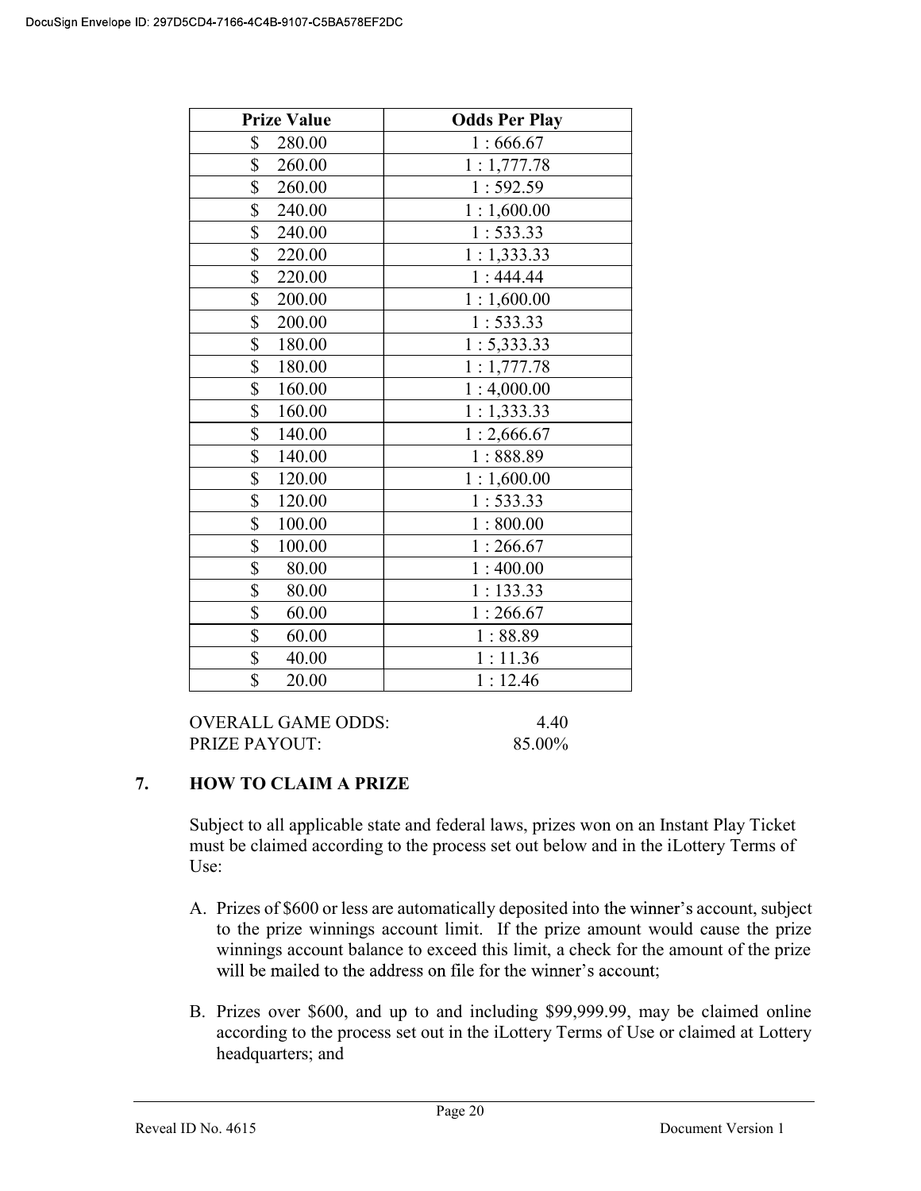| Prize Value | Odds Per Play |
|---|---|
| $ 280.00 | 1 : 666.67 |
| $ 260.00 | 1 : 1,777.78 |
| $ 260.00 | 1 : 592.59 |
| $ 240.00 | 1 : 1,600.00 |
| $ 240.00 | 1 : 533.33 |
| $ 220.00 | 1 : 1,333.33 |
| $ 220.00 | 1 : 444.44 |
| $ 200.00 | 1 : 1,600.00 |
| $ 200.00 | 1 : 533.33 |
| $ 180.00 | 1 : 5,333.33 |
| $ 180.00 | 1 : 1,777.78 |
| $ 160.00 | 1 : 4,000.00 |
| $ 160.00 | 1 : 1,333.33 |
| $ 140.00 | 1 : 2,666.67 |
| $ 140.00 | 1 : 888.89 |
| $ 120.00 | 1 : 1,600.00 |
| $ 120.00 | 1 : 533.33 |
| $ 100.00 | 1 : 800.00 |
| $ 100.00 | 1 : 266.67 |
| $ 80.00 | 1 : 400.00 |
| $ 80.00 | 1 : 133.33 |
| $ 60.00 | 1 : 266.67 |
| $ 60.00 | 1 : 88.89 |
| $ 40.00 | 1 : 11.36 |
| $ 20.00 | 1 : 12.46 |

OVERALL GAME ODDS: 4.40
PRIZE PAYOUT: 85.00%

## 7. HOW TO CLAIM A PRIZE

Subject to all applicable state and federal laws, prizes won on an Instant Play Ticket must be claimed according to the process set out below and in the iLottery Terms of Use:

A. Prizes of $600 or less are automatically deposited into the winner's account, subject to the prize winnings account limit. If the prize amount would cause the prize winnings account balance to exceed this limit, a check for the amount of the prize will be mailed to the address on file for the winner's account;

B. Prizes over $600, and up to and including $99,999.99, may be claimed online according to the process set out in the iLottery Terms of Use or claimed at Lottery headquarters; and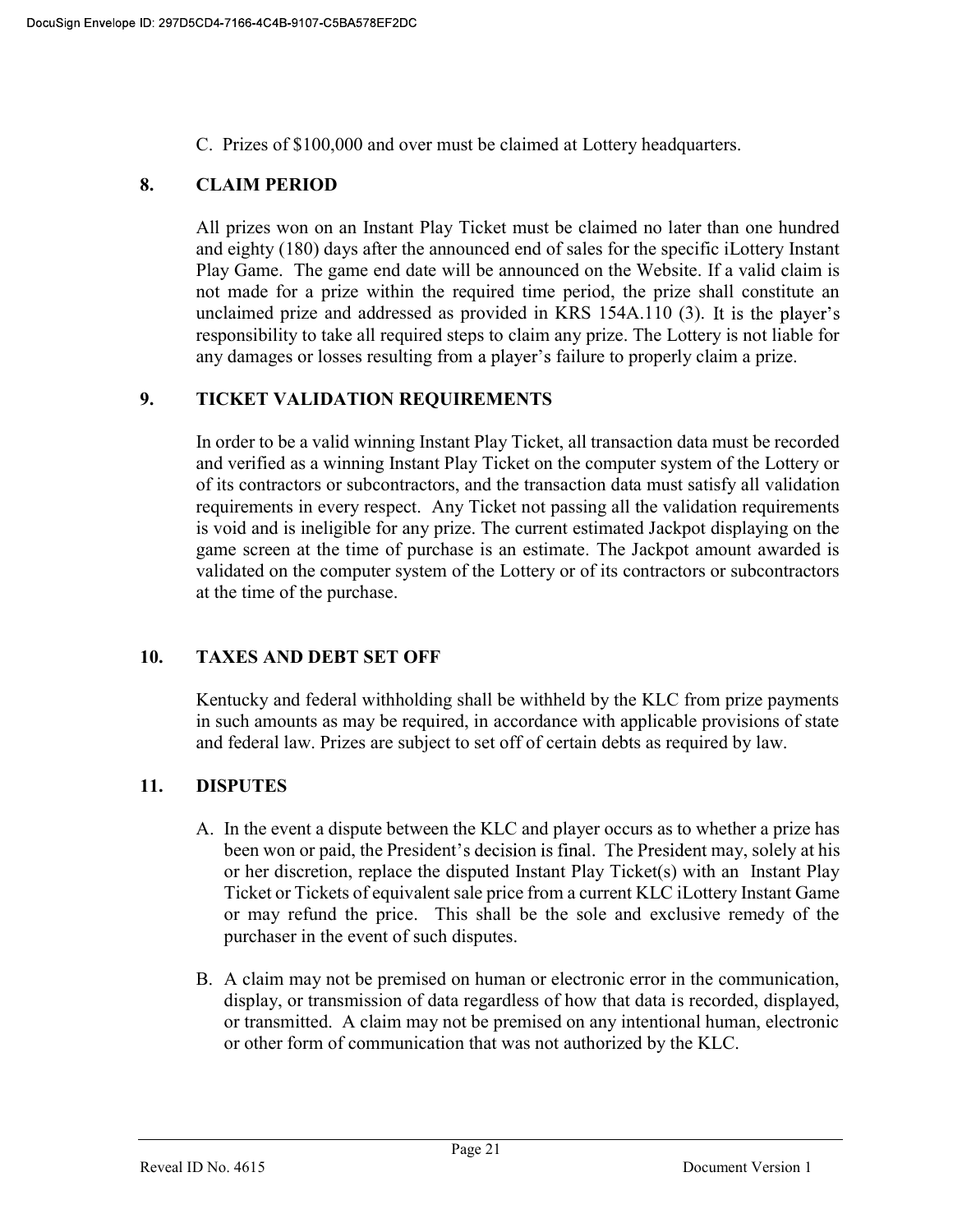C. Prizes of $100,000 and over must be claimed at Lottery headquarters.

## 8. CLAIM PERIOD

All prizes won on an Instant Play Ticket must be claimed no later than one hundred and eighty (180) days after the announced end of sales for the specific iLottery Instant Play Game. The game end date will be announced on the Website. If a valid claim is not made for a prize within the required time period, the prize shall constitute an unclaimed prize and addressed as provided in KRS 154A.110 (3). It is the player's responsibility to take all required steps to claim any prize. The Lottery is not liable for any damages or losses resulting from a player's failure to properly claim a prize.

## 9. TICKET VALIDATION REQUIREMENTS

In order to be a valid winning Instant Play Ticket, all transaction data must be recorded and verified as a winning Instant Play Ticket on the computer system of the Lottery or of its contractors or subcontractors, and the transaction data must satisfy all validation requirements in every respect. Any Ticket not passing all the validation requirements is void and is ineligible for any prize. The current estimated Jackpot displaying on the game screen at the time of purchase is an estimate. The Jackpot amount awarded is validated on the computer system of the Lottery or of its contractors or subcontractors at the time of the purchase.

## 10. TAXES AND DEBT SET OFF

Kentucky and federal withholding shall be withheld by the KLC from prize payments in such amounts as may be required, in accordance with applicable provisions of state and federal law. Prizes are subject to set off of certain debts as required by law.

## 11. DISPUTES

A. In the event a dispute between the KLC and player occurs as to whether a prize has been won or paid, the President's decision is final. The President may, solely at his or her discretion, replace the disputed Instant Play Ticket(s) with an Instant Play Ticket or Tickets of equivalent sale price from a current KLC iLottery Instant Game or may refund the price. This shall be the sole and exclusive remedy of the purchaser in the event of such disputes.

B. A claim may not be premised on human or electronic error in the communication, display, or transmission of data regardless of how that data is recorded, displayed, or transmitted. A claim may not be premised on any intentional human, electronic or other form of communication that was not authorized by the KLC.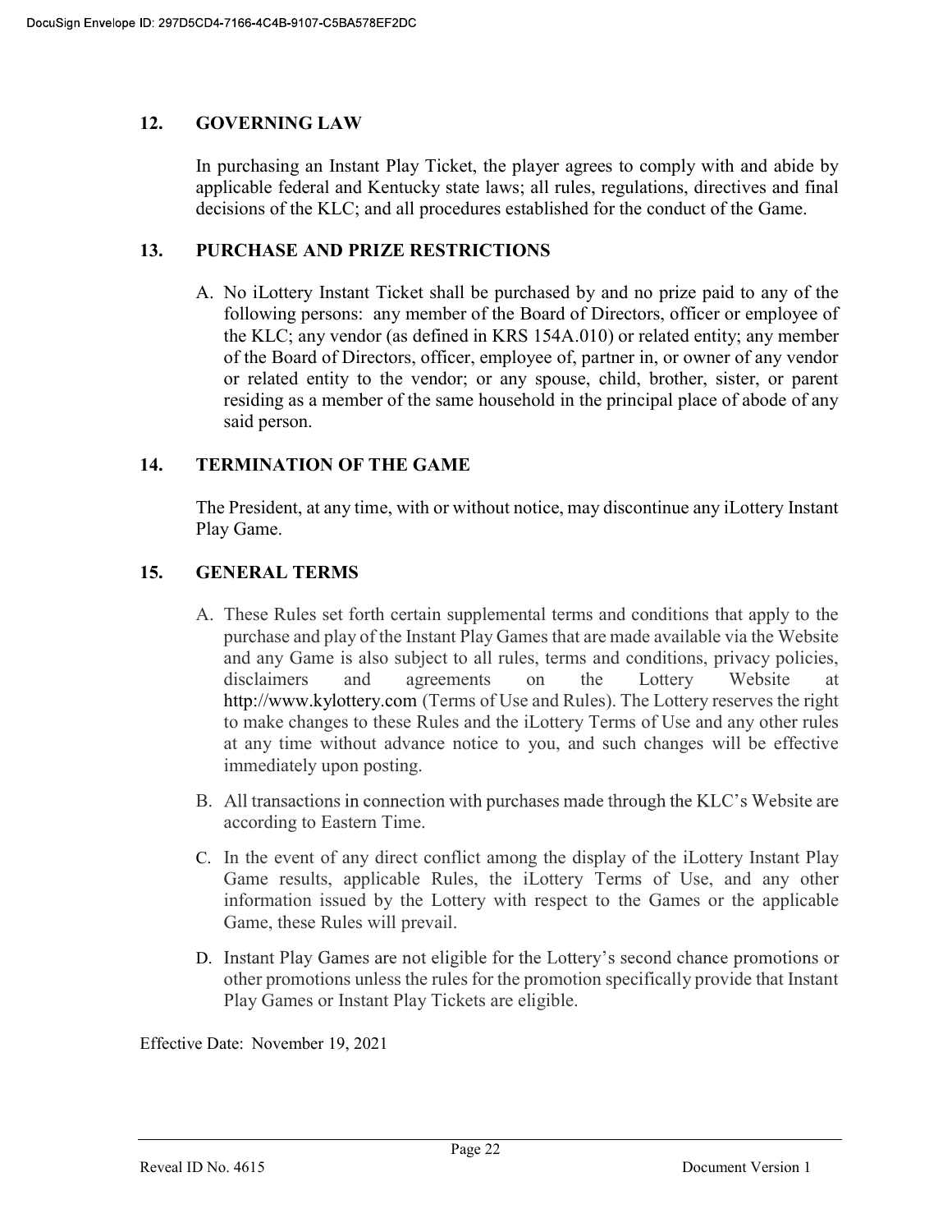## 12. GOVERNING LAW

In purchasing an Instant Play Ticket, the player agrees to comply with and abide by applicable federal and Kentucky state laws; all rules, regulations, directives and final decisions of the KLC; and all procedures established for the conduct of the Game.

## 13. PURCHASE AND PRIZE RESTRICTIONS

A. No iLottery Instant Ticket shall be purchased by and no prize paid to any of the following persons: any member of the Board of Directors, officer or employee of the KLC; any vendor (as defined in KRS 154A.010) or related entity; any member of the Board of Directors, officer, employee of, partner in, or owner of any vendor or related entity to the vendor; or any spouse, child, brother, sister, or parent residing as a member of the same household in the principal place of abode of any said person.

## 14. TERMINATION OF THE GAME

The President, at any time, with or without notice, may discontinue any iLottery Instant Play Game.

## 15. GENERAL TERMS

A. These Rules set forth certain supplemental terms and conditions that apply to the purchase and play of the Instant Play Games that are made available via the Website and any Game is also subject to all rules, terms and conditions, privacy policies, disclaimers and agreements on the Lottery Website at http://www.kylottery.com (Terms of Use and Rules). The Lottery reserves the right to make changes to these Rules and the iLottery Terms of Use and any other rules at any time without advance notice to you, and such changes will be effective immediately upon posting.

B. All transactions in connection with purchases made through the KLC's Website are according to Eastern Time.

C. In the event of any direct conflict among the display of the iLottery Instant Play Game results, applicable Rules, the iLottery Terms of Use, and any other information issued by the Lottery with respect to the Games or the applicable Game, these Rules will prevail.

D. Instant Play Games are not eligible for the Lottery's second chance promotions or other promotions unless the rules for the promotion specifically provide that Instant Play Games or Instant Play Tickets are eligible.

Effective Date: November 19, 2021